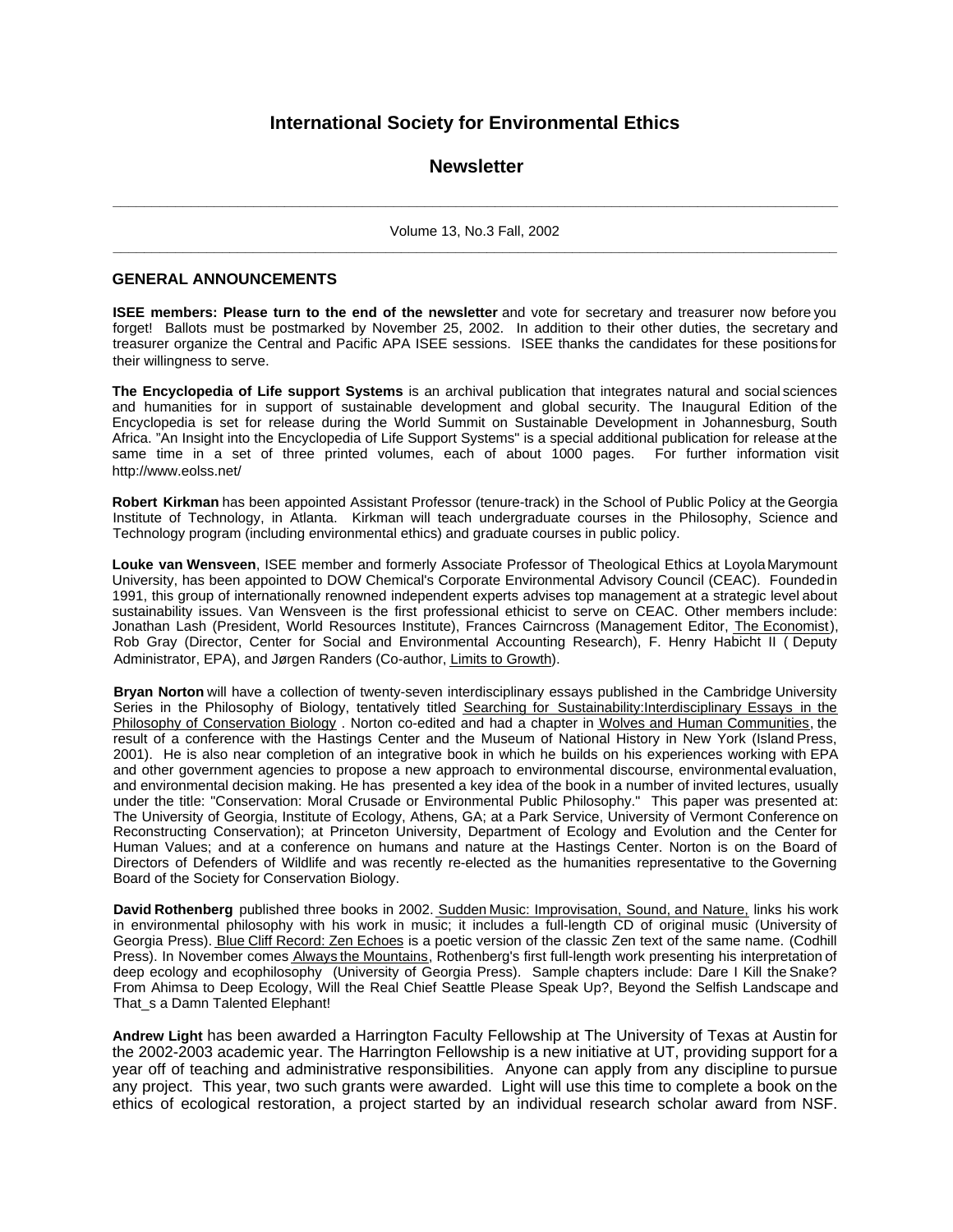# International Society for Environmental Ethics

## Newsletter

Volume 13, No.3 Fall, 2002

### GENERAL ANNOUNCEMENTS

**ISEE members: Please turn to the end of the newsletter** and vote for secretary and treasurer now before you forget! Ballots must be postmarked by November 25, 2002. In addition to their other duties, the secretary and treasurer organize the Central and Pacific APA ISEE sessions. ISEE thanks the candidates for these positions for their willingness to serve.

**The Encyclopedia of Life support Systems** is an archival publication that integrates natural and social sciences and humanities for in support of sustainable development and global security. The Inaugural Edition of the Encyclopedia is set for release during the World Summit on Sustainable Development in Johannesburg, South Africa. "An Insight into the Encyclopedia of Life Support Systems" is a special additional publication for release at the same time in a set of three printed volumes, each of about 1000 pages. For further information visit http://www.eolss.net/

**Robert Kirkman** has been appointed Assistant Professor (tenure-track) in the School of Public Policy at the Georgia Institute of Technology, in Atlanta. Kirkman will teach undergraduate courses in the Philosophy, Science and Technology program (including environmental ethics) and graduate courses in public policy.

**Louke van Wensveen**, ISEE member and formerly Associate Professor of Theological Ethics at Loyola Marymount University, has been appointed to DOW Chemical's Corporate Environmental Advisory Council (CEAC). Founded in 1991, this group of internationally renowned independent experts advises top management at a strategic level about sustainability issues. Van Wensveen is the first professional ethicist to serve on CEAC. Other members include: Jonathan Lash (President, World Resources Institute), Frances Cairncross (Management Editor, The Economist), Rob Gray (Director, Center for Social and Environmental Accounting Research), F. Henry Habicht II ( Deputy Administrator, EPA), and Jørgen Randers (Co-author, Limits to Growth).

**Bryan Norton** will have a collection of twenty-seven interdisciplinary essays published in the Cambridge University Series in the Philosophy of Biology, tentatively titled Searching for Sustainability:Interdisciplinary Essays in the Philosophy of Conservation Biology . Norton co-edited and had a chapter in Wolves and Human Communities, the result of a conference with the Hastings Center and the Museum of National History in New York (Island Press, 2001). He is also near completion of an integrative book in which he builds on his experiences working with EPA and other government agencies to propose a new approach to environmental discourse, environmental evaluation, and environmental decision making. He has presented a key idea of the book in a number of invited lectures, usually under the title: "Conservation: Moral Crusade or Environmental Public Philosophy." This paper was presented at: The University of Georgia, Institute of Ecology, Athens, GA; at a Park Service, University of Vermont Conference on Reconstructing Conservation); at Princeton University, Department of Ecology and Evolution and the Center for Human Values; and at a conference on humans and nature at the Hastings Center. Norton is on the Board of Directors of Defenders of Wildlife and was recently re-elected as the humanities representative to the Governing Board of the Society for Conservation Biology.

**David Rothenberg** published three books in 2002. Sudden Music: Improvisation, Sound, and Nature, links his work in environmental philosophy with his work in music; it includes a full-length CD of original music (University of Georgia Press). Blue Cliff Record: Zen Echoes is a poetic version of the classic Zen text of the same name. (Codhill Press). In November comes Always the Mountains, Rothenberg's first full-length work presenting his interpretation of deep ecology and ecophilosophy (University of Georgia Press). Sample chapters include: Dare I Kill the Snake? From Ahimsa to Deep Ecology, Will the Real Chief Seattle Please Speak Up?, Beyond the Selfish Landscape and That_s a Damn Talented Elephant!

**Andrew Light** has been awarded a Harrington Faculty Fellowship at The University of Texas at Austin for the 2002-2003 academic year. The Harrington Fellowship is a new initiative at UT, providing support for a year off of teaching and administrative responsibilities. Anyone can apply from any discipline to pursue any project. This year, two such grants were awarded. Light will use this time to complete a book on the ethics of ecological restoration, a project started by an individual research scholar award from NSF.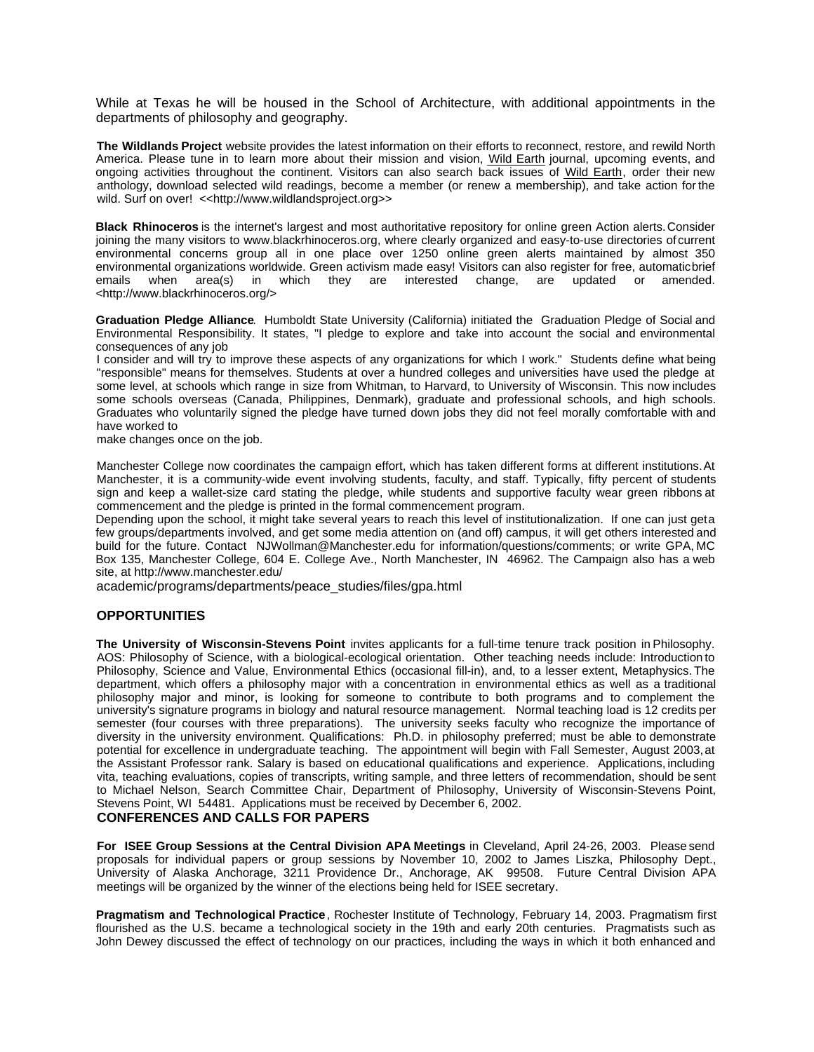While at Texas he will be housed in the School of Architecture, with additional appointments in the departments of philosophy and geography.

**The Wildlands Project** website provides the latest information on their efforts to reconnect, restore, and rewild North America. Please tune in to learn more about their mission and vision, Wild Earth journal, upcoming events, and ongoing activities throughout the continent. Visitors can also search back issues of Wild Earth, order their new anthology, download selected wild readings, become a member (or renew a membership), and take action for the wild. Surf on over! <<http://www.wildlandsproject.org>>

**Black Rhinoceros** is the internet's largest and most authoritative repository for online green Action alerts. Consider joining the many visitors to www.blackrhinoceros.org, where clearly organized and easy-to-use directories of current environmental concerns group all in one place over 1250 online green alerts maintained by almost 350 environmental organizations worldwide. Green activism made easy! Visitors can also register for free, automatic brief emails when area(s) in which they are interested change, are updated or amended. <http://www.blackrhinoceros.org/>

**Graduation Pledge Alliance**. Humboldt State University (California) initiated the Graduation Pledge of Social and Environmental Responsibility. It states, "I pledge to explore and take into account the social and environmental consequences of any job
I consider and will try to improve these aspects of any organizations for which I work." Students define what being "responsible" means for themselves. Students at over a hundred colleges and universities have used the pledge at some level, at schools which range in size from Whitman, to Harvard, to University of Wisconsin. This now includes some schools overseas (Canada, Philippines, Denmark), graduate and professional schools, and high schools. Graduates who voluntarily signed the pledge have turned down jobs they did not feel morally comfortable with and have worked to
make changes once on the job.

Manchester College now coordinates the campaign effort, which has taken different forms at different institutions. At Manchester, it is a community-wide event involving students, faculty, and staff. Typically, fifty percent of students sign and keep a wallet-size card stating the pledge, while students and supportive faculty wear green ribbons at commencement and the pledge is printed in the formal commencement program.
Depending upon the school, it might take several years to reach this level of institutionalization. If one can just get a few groups/departments involved, and get some media attention on (and off) campus, it will get others interested and build for the future. Contact NJWollman@Manchester.edu for information/questions/comments; or write GPA, MC Box 135, Manchester College, 604 E. College Ave., North Manchester, IN 46962. The Campaign also has a web site, at http://www.manchester.edu/
academic/programs/departments/peace_studies/files/gpa.html

## OPPORTUNITIES

**The University of Wisconsin-Stevens Point** invites applicants for a full-time tenure track position in Philosophy. AOS: Philosophy of Science, with a biological-ecological orientation. Other teaching needs include: Introduction to Philosophy, Science and Value, Environmental Ethics (occasional fill-in), and, to a lesser extent, Metaphysics. The department, which offers a philosophy major with a concentration in environmental ethics as well as a traditional philosophy major and minor, is looking for someone to contribute to both programs and to complement the university's signature programs in biology and natural resource management. Normal teaching load is 12 credits per semester (four courses with three preparations). The university seeks faculty who recognize the importance of diversity in the university environment. Qualifications: Ph.D. in philosophy preferred; must be able to demonstrate potential for excellence in undergraduate teaching. The appointment will begin with Fall Semester, August 2003, at the Assistant Professor rank. Salary is based on educational qualifications and experience. Applications, including vita, teaching evaluations, copies of transcripts, writing sample, and three letters of recommendation, should be sent to Michael Nelson, Search Committee Chair, Department of Philosophy, University of Wisconsin-Stevens Point, Stevens Point, WI 54481. Applications must be received by December 6, 2002.

## CONFERENCES AND CALLS FOR PAPERS

**For ISEE Group Sessions at the Central Division APA Meetings** in Cleveland, April 24-26, 2003. Please send proposals for individual papers or group sessions by November 10, 2002 to James Liszka, Philosophy Dept., University of Alaska Anchorage, 3211 Providence Dr., Anchorage, AK 99508. Future Central Division APA meetings will be organized by the winner of the elections being held for ISEE secretary.

**Pragmatism and Technological Practice**, Rochester Institute of Technology, February 14, 2003. Pragmatism first flourished as the U.S. became a technological society in the 19th and early 20th centuries. Pragmatists such as John Dewey discussed the effect of technology on our practices, including the ways in which it both enhanced and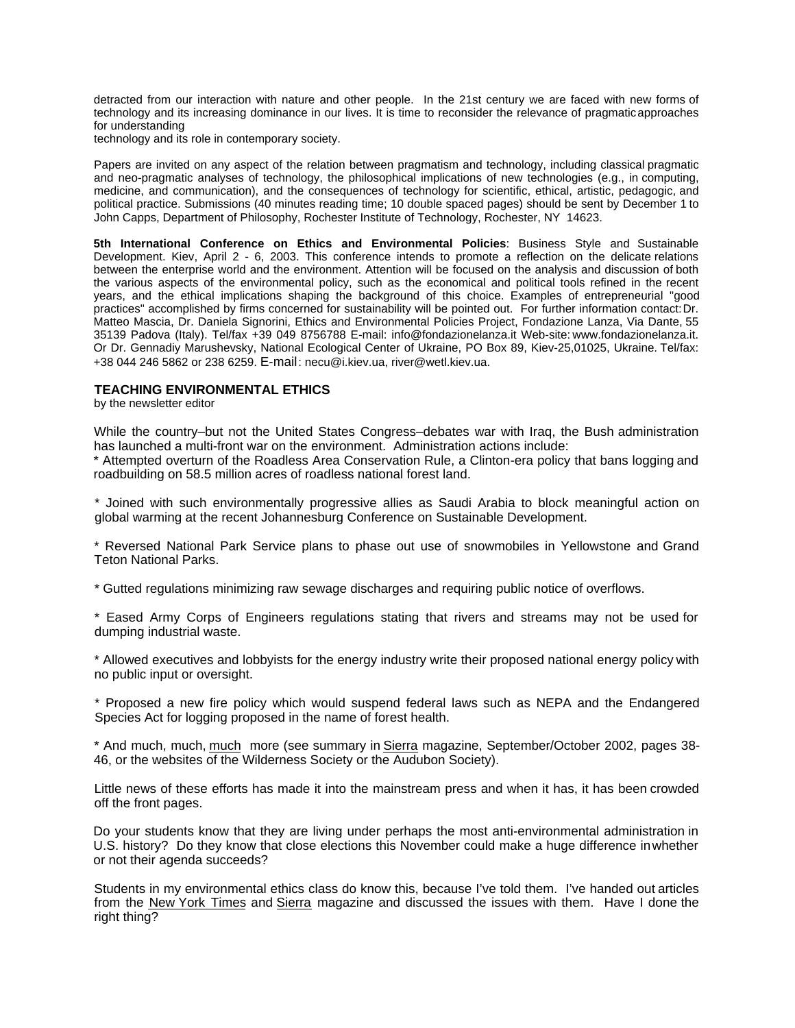detracted from our interaction with nature and other people. In the 21st century we are faced with new forms of technology and its increasing dominance in our lives. It is time to reconsider the relevance of pragmatic approaches for understanding
technology and its role in contemporary society.

Papers are invited on any aspect of the relation between pragmatism and technology, including classical pragmatic and neo-pragmatic analyses of technology, the philosophical implications of new technologies (e.g., in computing, medicine, and communication), and the consequences of technology for scientific, ethical, artistic, pedagogic, and political practice. Submissions (40 minutes reading time; 10 double spaced pages) should be sent by December 1 to John Capps, Department of Philosophy, Rochester Institute of Technology, Rochester, NY 14623.

**5th International Conference on Ethics and Environmental Policies**: Business Style and Sustainable Development. Kiev, April 2 - 6, 2003. This conference intends to promote a reflection on the delicate relations between the enterprise world and the environment. Attention will be focused on the analysis and discussion of both the various aspects of the environmental policy, such as the economical and political tools refined in the recent years, and the ethical implications shaping the background of this choice. Examples of entrepreneurial "good practices" accomplished by firms concerned for sustainability will be pointed out. For further information contact: Dr. Matteo Mascia, Dr. Daniela Signorini, Ethics and Environmental Policies Project, Fondazione Lanza, Via Dante, 55 35139 Padova (Italy). Tel/fax +39 049 8756788 E-mail: info@fondazionelanza.it Web-site: www.fondazionelanza.it. Or Dr. Gennadiy Marushevsky, National Ecological Center of Ukraine, PO Box 89, Kiev-25,01025, Ukraine. Tel/fax: +38 044 246 5862 or 238 6259. E-mail: necu@i.kiev.ua, river@wetl.kiev.ua.

## TEACHING ENVIRONMENTAL ETHICS

by the newsletter editor

While the country–but not the United States Congress–debates war with Iraq, the Bush administration has launched a multi-front war on the environment. Administration actions include:

* Attempted overturn of the Roadless Area Conservation Rule, a Clinton-era policy that bans logging and roadbuilding on 58.5 million acres of roadless national forest land.

* Joined with such environmentally progressive allies as Saudi Arabia to block meaningful action on global warming at the recent Johannesburg Conference on Sustainable Development.

* Reversed National Park Service plans to phase out use of snowmobiles in Yellowstone and Grand Teton National Parks.

* Gutted regulations minimizing raw sewage discharges and requiring public notice of overflows.

* Eased Army Corps of Engineers regulations stating that rivers and streams may not be used for dumping industrial waste.

* Allowed executives and lobbyists for the energy industry write their proposed national energy policy with no public input or oversight.

* Proposed a new fire policy which would suspend federal laws such as NEPA and the Endangered Species Act for logging proposed in the name of forest health.

* And much, much, <u>much</u> more (see summary in <u>Sierra</u> magazine, September/October 2002, pages 38-46, or the websites of the Wilderness Society or the Audubon Society).

Little news of these efforts has made it into the mainstream press and when it has, it has been crowded off the front pages.

Do your students know that they are living under perhaps the most anti-environmental administration in U.S. history? Do they know that close elections this November could make a huge difference in whether or not their agenda succeeds?

Students in my environmental ethics class do know this, because I've told them. I've handed out articles from the <u>New York Times</u> and <u>Sierra</u> magazine and discussed the issues with them. Have I done the right thing?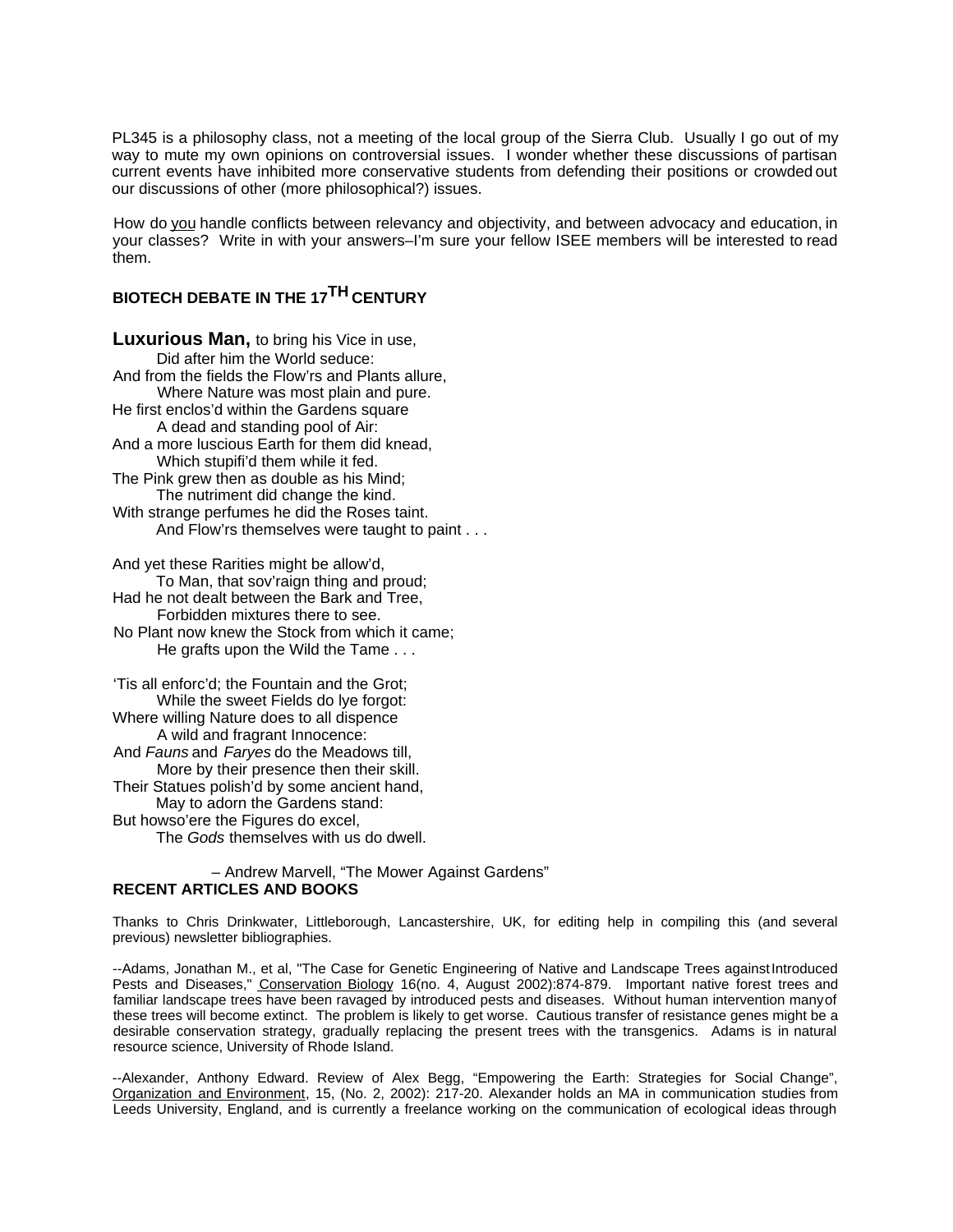PL345 is a philosophy class, not a meeting of the local group of the Sierra Club. Usually I go out of my way to mute my own opinions on controversial issues. I wonder whether these discussions of partisan current events have inhibited more conservative students from defending their positions or crowded out our discussions of other (more philosophical?) issues.

How do <u>you</u> handle conflicts between relevancy and objectivity, and between advocacy and education, in your classes? Write in with your answers–I'm sure your fellow ISEE members will be interested to read them.

## BIOTECH DEBATE IN THE 17TH CENTURY

**Luxurious Man,** to bring his Vice in use,
Did after him the World seduce:
And from the fields the Flow'rs and Plants allure,
Where Nature was most plain and pure.
He first enclos'd within the Gardens square
A dead and standing pool of Air:
And a more luscious Earth for them did knead,
Which stupifi'd them while it fed.
The Pink grew then as double as his Mind;
The nutriment did change the kind.
With strange perfumes he did the Roses taint.
And Flow'rs themselves were taught to paint . . .

And yet these Rarities might be allow'd,
To Man, that sov'raign thing and proud;
Had he not dealt between the Bark and Tree,
Forbidden mixtures there to see.
No Plant now knew the Stock from which it came;
He grafts upon the Wild the Tame . . .

'Tis all enforc'd; the Fountain and the Grot;
While the sweet Fields do lye forgot:
Where willing Nature does to all dispence
A wild and fragrant Innocence:
And *Fauns* and *Faryes* do the Meadows till,
More by their presence then their skill.
Their Statues polish'd by some ancient hand,
May to adorn the Gardens stand:
But howso'ere the Figures do excel,
The *Gods* themselves with us do dwell.

– Andrew Marvell, "The Mower Against Gardens"

## RECENT ARTICLES AND BOOKS

Thanks to Chris Drinkwater, Littleborough, Lancastershire, UK, for editing help in compiling this (and several previous) newsletter bibliographies.

--Adams, Jonathan M., et al, "The Case for Genetic Engineering of Native and Landscape Trees against Introduced Pests and Diseases," <u>Conservation Biology</u> 16(no. 4, August 2002):874-879. Important native forest trees and familiar landscape trees have been ravaged by introduced pests and diseases. Without human intervention many of these trees will become extinct. The problem is likely to get worse. Cautious transfer of resistance genes might be a desirable conservation strategy, gradually replacing the present trees with the transgenics. Adams is in natural resource science, University of Rhode Island.

--Alexander, Anthony Edward. Review of Alex Begg, "Empowering the Earth: Strategies for Social Change", <u>Organization and Environment</u>, 15, (No. 2, 2002): 217-20. Alexander holds an MA in communication studies from Leeds University, England, and is currently a freelance working on the communication of ecological ideas through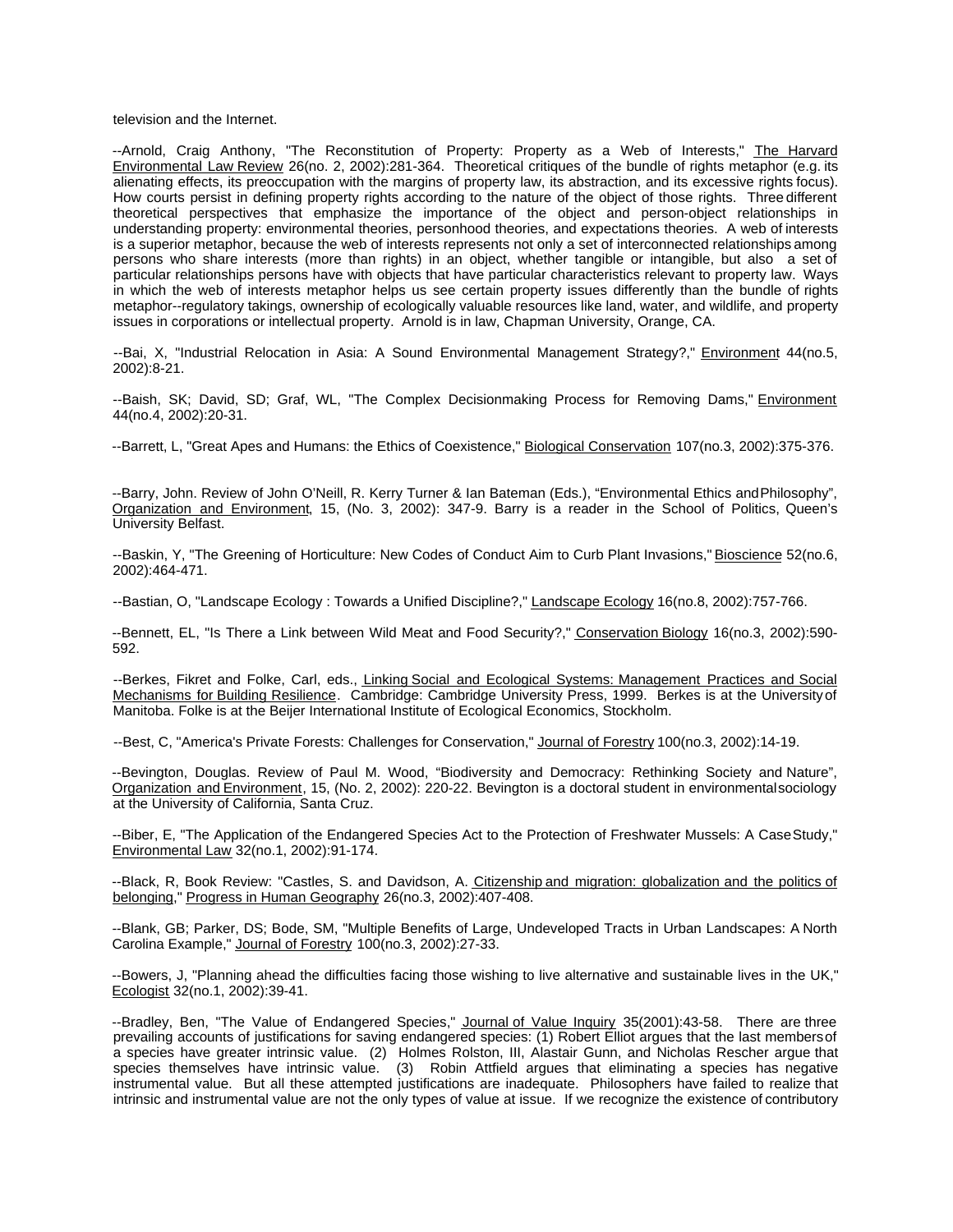television and the Internet.

--Arnold, Craig Anthony, "The Reconstitution of Property: Property as a Web of Interests," The Harvard Environmental Law Review 26(no. 2, 2002):281-364. Theoretical critiques of the bundle of rights metaphor (e.g. its alienating effects, its preoccupation with the margins of property law, its abstraction, and its excessive rights focus). How courts persist in defining property rights according to the nature of the object of those rights. Three different theoretical perspectives that emphasize the importance of the object and person-object relationships in understanding property: environmental theories, personhood theories, and expectations theories. A web of interests is a superior metaphor, because the web of interests represents not only a set of interconnected relationships among persons who share interests (more than rights) in an object, whether tangible or intangible, but also a set of particular relationships persons have with objects that have particular characteristics relevant to property law. Ways in which the web of interests metaphor helps us see certain property issues differently than the bundle of rights metaphor--regulatory takings, ownership of ecologically valuable resources like land, water, and wildlife, and property issues in corporations or intellectual property. Arnold is in law, Chapman University, Orange, CA.

--Bai, X, "Industrial Relocation in Asia: A Sound Environmental Management Strategy?," Environment 44(no.5, 2002):8-21.

--Baish, SK; David, SD; Graf, WL, "The Complex Decisionmaking Process for Removing Dams," Environment 44(no.4, 2002):20-31.

--Barrett, L, "Great Apes and Humans: the Ethics of Coexistence," Biological Conservation 107(no.3, 2002):375-376.

--Barry, John. Review of John O'Neill, R. Kerry Turner & Ian Bateman (Eds.), "Environmental Ethics and Philosophy", Organization and Environment, 15, (No. 3, 2002): 347-9. Barry is a reader in the School of Politics, Queen's University Belfast.

--Baskin, Y, "The Greening of Horticulture: New Codes of Conduct Aim to Curb Plant Invasions," Bioscience 52(no.6, 2002):464-471.

--Bastian, O, "Landscape Ecology : Towards a Unified Discipline?," Landscape Ecology 16(no.8, 2002):757-766.

--Bennett, EL, "Is There a Link between Wild Meat and Food Security?," Conservation Biology 16(no.3, 2002):590-592.

--Berkes, Fikret and Folke, Carl, eds., Linking Social and Ecological Systems: Management Practices and Social Mechanisms for Building Resilience. Cambridge: Cambridge University Press, 1999. Berkes is at the University of Manitoba. Folke is at the Beijer International Institute of Ecological Economics, Stockholm.

--Best, C, "America's Private Forests: Challenges for Conservation," Journal of Forestry 100(no.3, 2002):14-19.

--Bevington, Douglas. Review of Paul M. Wood, "Biodiversity and Democracy: Rethinking Society and Nature", Organization and Environment, 15, (No. 2, 2002): 220-22. Bevington is a doctoral student in environmental sociology at the University of California, Santa Cruz.

--Biber, E, "The Application of the Endangered Species Act to the Protection of Freshwater Mussels: A Case Study," Environmental Law 32(no.1, 2002):91-174.

--Black, R, Book Review: "Castles, S. and Davidson, A. Citizenship and migration: globalization and the politics of belonging," Progress in Human Geography 26(no.3, 2002):407-408.

--Blank, GB; Parker, DS; Bode, SM, "Multiple Benefits of Large, Undeveloped Tracts in Urban Landscapes: A North Carolina Example," Journal of Forestry 100(no.3, 2002):27-33.

--Bowers, J, "Planning ahead the difficulties facing those wishing to live alternative and sustainable lives in the UK," Ecologist 32(no.1, 2002):39-41.

--Bradley, Ben, "The Value of Endangered Species," Journal of Value Inquiry 35(2001):43-58. There are three prevailing accounts of justifications for saving endangered species: (1) Robert Elliot argues that the last members of a species have greater intrinsic value. (2) Holmes Rolston, III, Alastair Gunn, and Nicholas Rescher argue that species themselves have intrinsic value. (3) Robin Attfield argues that eliminating a species has negative instrumental value. But all these attempted justifications are inadequate. Philosophers have failed to realize that intrinsic and instrumental value are not the only types of value at issue. If we recognize the existence of contributory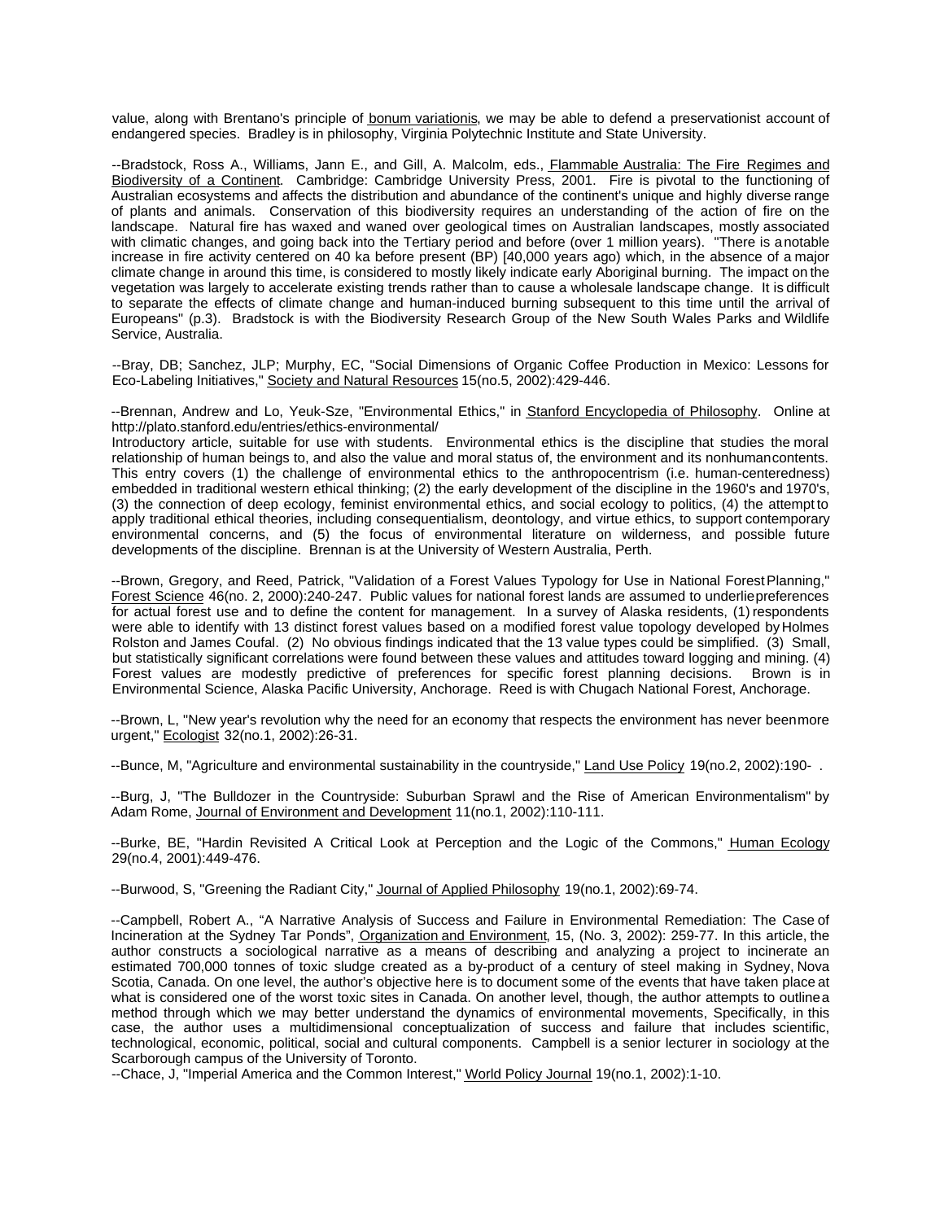value, along with Brentano's principle of bonum variationis, we may be able to defend a preservationist account of endangered species. Bradley is in philosophy, Virginia Polytechnic Institute and State University.

--Bradstock, Ross A., Williams, Jann E., and Gill, A. Malcolm, eds., Flammable Australia: The Fire Regimes and Biodiversity of a Continent. Cambridge: Cambridge University Press, 2001. Fire is pivotal to the functioning of Australian ecosystems and affects the distribution and abundance of the continent's unique and highly diverse range of plants and animals. Conservation of this biodiversity requires an understanding of the action of fire on the landscape. Natural fire has waxed and waned over geological times on Australian landscapes, mostly associated with climatic changes, and going back into the Tertiary period and before (over 1 million years). "There is a notable increase in fire activity centered on 40 ka before present (BP) [40,000 years ago) which, in the absence of a major climate change in around this time, is considered to mostly likely indicate early Aboriginal burning. The impact on the vegetation was largely to accelerate existing trends rather than to cause a wholesale landscape change. It is difficult to separate the effects of climate change and human-induced burning subsequent to this time until the arrival of Europeans" (p.3). Bradstock is with the Biodiversity Research Group of the New South Wales Parks and Wildlife Service, Australia.

--Bray, DB; Sanchez, JLP; Murphy, EC, "Social Dimensions of Organic Coffee Production in Mexico: Lessons for Eco-Labeling Initiatives," Society and Natural Resources 15(no.5, 2002):429-446.

--Brennan, Andrew and Lo, Yeuk-Sze, "Environmental Ethics," in Stanford Encyclopedia of Philosophy. Online at http://plato.stanford.edu/entries/ethics-environmental/
Introductory article, suitable for use with students. Environmental ethics is the discipline that studies the moral relationship of human beings to, and also the value and moral status of, the environment and its nonhuman contents. This entry covers (1) the challenge of environmental ethics to the anthropocentrism (i.e. human-centeredness) embedded in traditional western ethical thinking; (2) the early development of the discipline in the 1960's and 1970's, (3) the connection of deep ecology, feminist environmental ethics, and social ecology to politics, (4) the attempt to apply traditional ethical theories, including consequentialism, deontology, and virtue ethics, to support contemporary environmental concerns, and (5) the focus of environmental literature on wilderness, and possible future developments of the discipline. Brennan is at the University of Western Australia, Perth.

--Brown, Gregory, and Reed, Patrick, "Validation of a Forest Values Typology for Use in National Forest Planning," Forest Science 46(no. 2, 2000):240-247. Public values for national forest lands are assumed to underlie preferences for actual forest use and to define the content for management. In a survey of Alaska residents, (1) respondents were able to identify with 13 distinct forest values based on a modified forest value topology developed by Holmes Rolston and James Coufal. (2) No obvious findings indicated that the 13 value types could be simplified. (3) Small, but statistically significant correlations were found between these values and attitudes toward logging and mining. (4) Forest values are modestly predictive of preferences for specific forest planning decisions. Brown is in Environmental Science, Alaska Pacific University, Anchorage. Reed is with Chugach National Forest, Anchorage.

--Brown, L, "New year's revolution why the need for an economy that respects the environment has never been more urgent," Ecologist 32(no.1, 2002):26-31.

--Bunce, M, "Agriculture and environmental sustainability in the countryside," Land Use Policy 19(no.2, 2002):190- .

--Burg, J, "The Bulldozer in the Countryside: Suburban Sprawl and the Rise of American Environmentalism" by Adam Rome, Journal of Environment and Development 11(no.1, 2002):110-111.

--Burke, BE, "Hardin Revisited A Critical Look at Perception and the Logic of the Commons," Human Ecology 29(no.4, 2001):449-476.

--Burwood, S, "Greening the Radiant City," Journal of Applied Philosophy 19(no.1, 2002):69-74.

--Campbell, Robert A., "A Narrative Analysis of Success and Failure in Environmental Remediation: The Case of Incineration at the Sydney Tar Ponds", Organization and Environment, 15, (No. 3, 2002): 259-77. In this article, the author constructs a sociological narrative as a means of describing and analyzing a project to incinerate an estimated 700,000 tonnes of toxic sludge created as a by-product of a century of steel making in Sydney, Nova Scotia, Canada. On one level, the author's objective here is to document some of the events that have taken place at what is considered one of the worst toxic sites in Canada. On another level, though, the author attempts to outline a method through which we may better understand the dynamics of environmental movements, Specifically, in this case, the author uses a multidimensional conceptualization of success and failure that includes scientific, technological, economic, political, social and cultural components. Campbell is a senior lecturer in sociology at the Scarborough campus of the University of Toronto.

--Chace, J, "Imperial America and the Common Interest," World Policy Journal 19(no.1, 2002):1-10.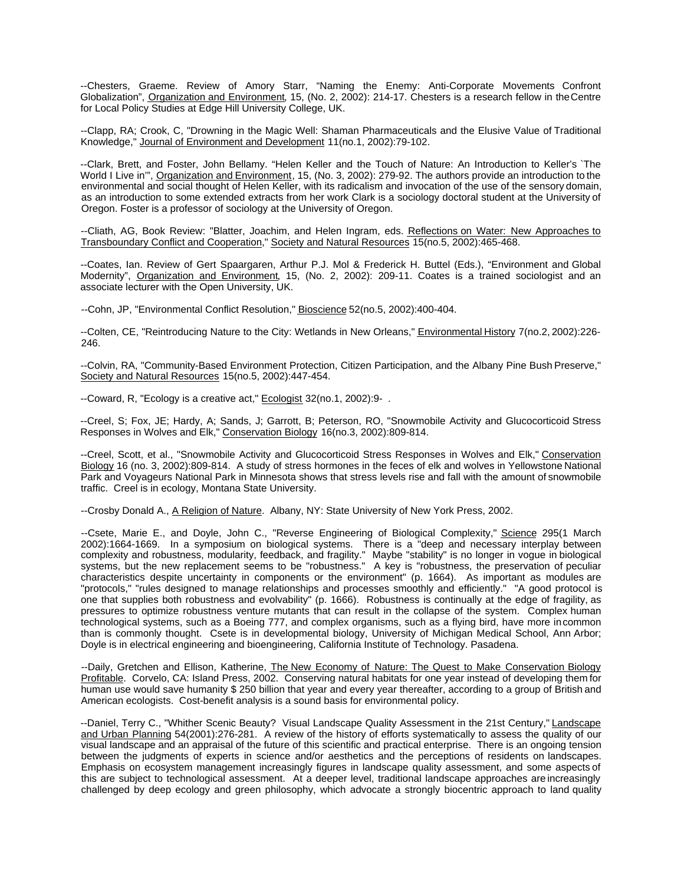--Chesters, Graeme. Review of Amory Starr, "Naming the Enemy: Anti-Corporate Movements Confront Globalization", Organization and Environment, 15, (No. 2, 2002): 214-17. Chesters is a research fellow in the Centre for Local Policy Studies at Edge Hill University College, UK.

--Clapp, RA; Crook, C, "Drowning in the Magic Well: Shaman Pharmaceuticals and the Elusive Value of Traditional Knowledge," Journal of Environment and Development 11(no.1, 2002):79-102.

--Clark, Brett, and Foster, John Bellamy. "Helen Keller and the Touch of Nature: An Introduction to Keller's `The World I Live in'", Organization and Environment, 15, (No. 3, 2002): 279-92. The authors provide an introduction to the environmental and social thought of Helen Keller, with its radicalism and invocation of the use of the sensory domain, as an introduction to some extended extracts from her work Clark is a sociology doctoral student at the University of Oregon. Foster is a professor of sociology at the University of Oregon.

--Cliath, AG, Book Review: "Blatter, Joachim, and Helen Ingram, eds. Reflections on Water: New Approaches to Transboundary Conflict and Cooperation," Society and Natural Resources 15(no.5, 2002):465-468.

--Coates, Ian. Review of Gert Spaargaren, Arthur P.J. Mol & Frederick H. Buttel (Eds.), "Environment and Global Modernity", Organization and Environment, 15, (No. 2, 2002): 209-11. Coates is a trained sociologist and an associate lecturer with the Open University, UK.

--Cohn, JP, "Environmental Conflict Resolution," Bioscience 52(no.5, 2002):400-404.

--Colten, CE, "Reintroducing Nature to the City: Wetlands in New Orleans," Environmental History 7(no.2, 2002):226-246.

--Colvin, RA, "Community-Based Environment Protection, Citizen Participation, and the Albany Pine Bush Preserve," Society and Natural Resources 15(no.5, 2002):447-454.

--Coward, R, "Ecology is a creative act," Ecologist 32(no.1, 2002):9- .

--Creel, S; Fox, JE; Hardy, A; Sands, J; Garrott, B; Peterson, RO, "Snowmobile Activity and Glucocorticoid Stress Responses in Wolves and Elk," Conservation Biology 16(no.3, 2002):809-814.

--Creel, Scott, et al., "Snowmobile Activity and Glucocorticoid Stress Responses in Wolves and Elk," Conservation Biology 16 (no. 3, 2002):809-814. A study of stress hormones in the feces of elk and wolves in Yellowstone National Park and Voyageurs National Park in Minnesota shows that stress levels rise and fall with the amount of snowmobile traffic. Creel is in ecology, Montana State University.

--Crosby Donald A., A Religion of Nature. Albany, NY: State University of New York Press, 2002.

--Csete, Marie E., and Doyle, John C., "Reverse Engineering of Biological Complexity," Science 295(1 March 2002):1664-1669. In a symposium on biological systems. There is a "deep and necessary interplay between complexity and robustness, modularity, feedback, and fragility." Maybe "stability" is no longer in vogue in biological systems, but the new replacement seems to be "robustness." A key is "robustness, the preservation of peculiar characteristics despite uncertainty in components or the environment" (p. 1664). As important as modules are "protocols," "rules designed to manage relationships and processes smoothly and efficiently." "A good protocol is one that supplies both robustness and evolvability" (p. 1666). Robustness is continually at the edge of fragility, as pressures to optimize robustness venture mutants that can result in the collapse of the system. Complex human technological systems, such as a Boeing 777, and complex organisms, such as a flying bird, have more in common than is commonly thought. Csete is in developmental biology, University of Michigan Medical School, Ann Arbor; Doyle is in electrical engineering and bioengineering, California Institute of Technology. Pasadena.

--Daily, Gretchen and Ellison, Katherine, The New Economy of Nature: The Quest to Make Conservation Biology Profitable. Corvelo, CA: Island Press, 2002. Conserving natural habitats for one year instead of developing them for human use would save humanity $ 250 billion that year and every year thereafter, according to a group of British and American ecologists. Cost-benefit analysis is a sound basis for environmental policy.

--Daniel, Terry C., "Whither Scenic Beauty? Visual Landscape Quality Assessment in the 21st Century," Landscape and Urban Planning 54(2001):276-281. A review of the history of efforts systematically to assess the quality of our visual landscape and an appraisal of the future of this scientific and practical enterprise. There is an ongoing tension between the judgments of experts in science and/or aesthetics and the perceptions of residents on landscapes. Emphasis on ecosystem management increasingly figures in landscape quality assessment, and some aspects of this are subject to technological assessment. At a deeper level, traditional landscape approaches are increasingly challenged by deep ecology and green philosophy, which advocate a strongly biocentric approach to land quality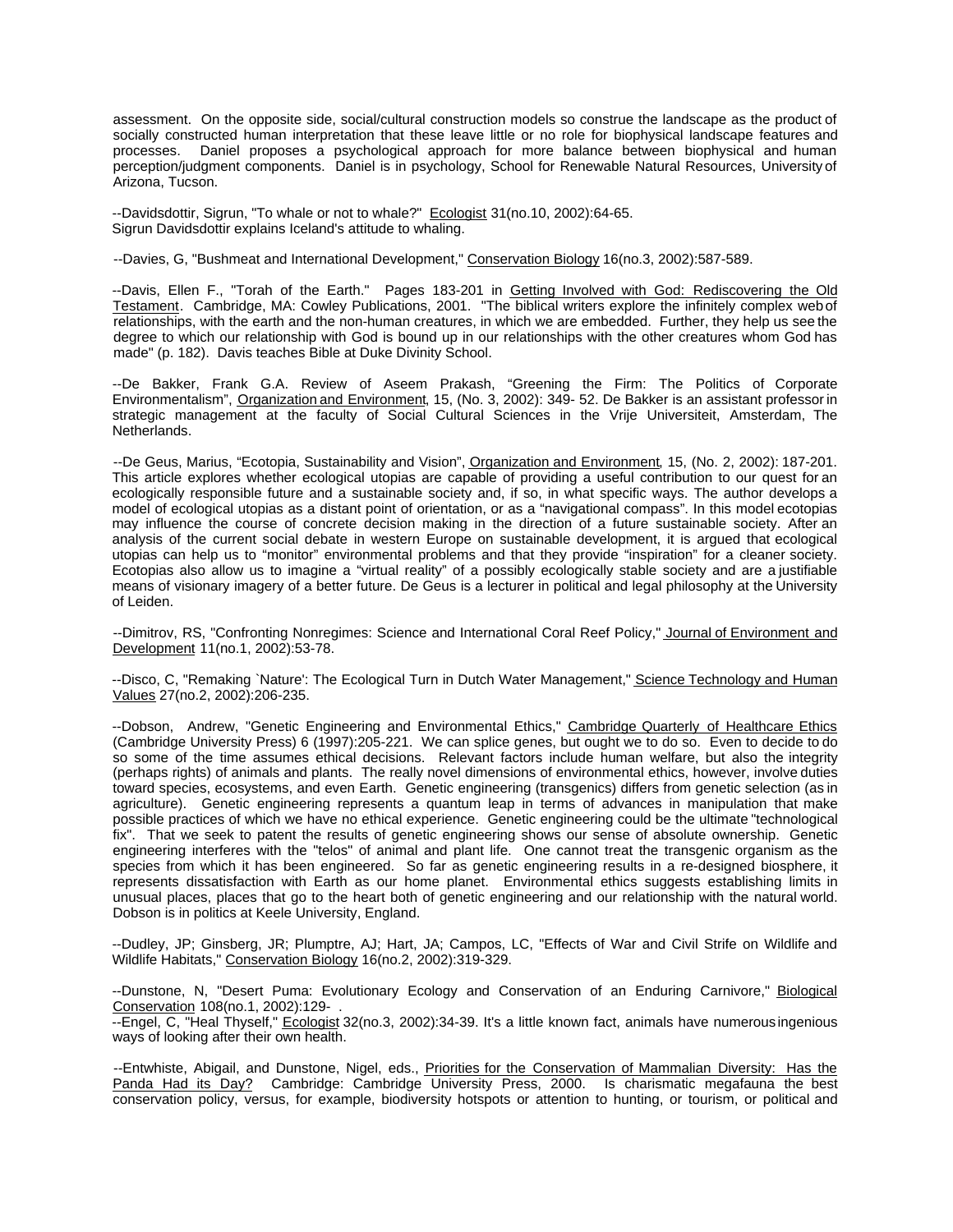assessment. On the opposite side, social/cultural construction models so construe the landscape as the product of socially constructed human interpretation that these leave little or no role for biophysical landscape features and processes. Daniel proposes a psychological approach for more balance between biophysical and human perception/judgment components. Daniel is in psychology, School for Renewable Natural Resources, University of Arizona, Tucson.

--Davidsdottir, Sigrun, "To whale or not to whale?" Ecologist 31(no.10, 2002):64-65.
Sigrun Davidsdottir explains Iceland's attitude to whaling.

--Davies, G, "Bushmeat and International Development," Conservation Biology 16(no.3, 2002):587-589.

--Davis, Ellen F., "Torah of the Earth." Pages 183-201 in Getting Involved with God: Rediscovering the Old Testament. Cambridge, MA: Cowley Publications, 2001. "The biblical writers explore the infinitely complex web of relationships, with the earth and the non-human creatures, in which we are embedded. Further, they help us see the degree to which our relationship with God is bound up in our relationships with the other creatures whom God has made" (p. 182). Davis teaches Bible at Duke Divinity School.

--De Bakker, Frank G.A. Review of Aseem Prakash, "Greening the Firm: The Politics of Corporate Environmentalism", Organization and Environment, 15, (No. 3, 2002): 349- 52. De Bakker is an assistant professor in strategic management at the faculty of Social Cultural Sciences in the Vrije Universiteit, Amsterdam, The Netherlands.

--De Geus, Marius, "Ecotopia, Sustainability and Vision", Organization and Environment, 15, (No. 2, 2002): 187-201. This article explores whether ecological utopias are capable of providing a useful contribution to our quest for an ecologically responsible future and a sustainable society and, if so, in what specific ways. The author develops a model of ecological utopias as a distant point of orientation, or as a "navigational compass". In this model ecotopias may influence the course of concrete decision making in the direction of a future sustainable society. After an analysis of the current social debate in western Europe on sustainable development, it is argued that ecological utopias can help us to "monitor" environmental problems and that they provide "inspiration" for a cleaner society. Ecotopias also allow us to imagine a "virtual reality" of a possibly ecologically stable society and are a justifiable means of visionary imagery of a better future. De Geus is a lecturer in political and legal philosophy at the University of Leiden.

--Dimitrov, RS, "Confronting Nonregimes: Science and International Coral Reef Policy," Journal of Environment and Development 11(no.1, 2002):53-78.

--Disco, C, "Remaking `Nature': The Ecological Turn in Dutch Water Management," Science Technology and Human Values 27(no.2, 2002):206-235.

--Dobson, Andrew, "Genetic Engineering and Environmental Ethics," Cambridge Quarterly of Healthcare Ethics (Cambridge University Press) 6 (1997):205-221. We can splice genes, but ought we to do so. Even to decide to do so some of the time assumes ethical decisions. Relevant factors include human welfare, but also the integrity (perhaps rights) of animals and plants. The really novel dimensions of environmental ethics, however, involve duties toward species, ecosystems, and even Earth. Genetic engineering (transgenics) differs from genetic selection (as in agriculture). Genetic engineering represents a quantum leap in terms of advances in manipulation that make possible practices of which we have no ethical experience. Genetic engineering could be the ultimate "technological fix". That we seek to patent the results of genetic engineering shows our sense of absolute ownership. Genetic engineering interferes with the "telos" of animal and plant life. One cannot treat the transgenic organism as the species from which it has been engineered. So far as genetic engineering results in a re-designed biosphere, it represents dissatisfaction with Earth as our home planet. Environmental ethics suggests establishing limits in unusual places, places that go to the heart both of genetic engineering and our relationship with the natural world. Dobson is in politics at Keele University, England.

--Dudley, JP; Ginsberg, JR; Plumptre, AJ; Hart, JA; Campos, LC, "Effects of War and Civil Strife on Wildlife and Wildlife Habitats," Conservation Biology 16(no.2, 2002):319-329.

--Dunstone, N, "Desert Puma: Evolutionary Ecology and Conservation of an Enduring Carnivore," Biological Conservation 108(no.1, 2002):129- .

--Engel, C, "Heal Thyself," Ecologist 32(no.3, 2002):34-39. It's a little known fact, animals have numerous ingenious ways of looking after their own health.

--Entwhiste, Abigail, and Dunstone, Nigel, eds., Priorities for the Conservation of Mammalian Diversity: Has the Panda Had its Day? Cambridge: Cambridge University Press, 2000. Is charismatic megafauna the best conservation policy, versus, for example, biodiversity hotspots or attention to hunting, or tourism, or political and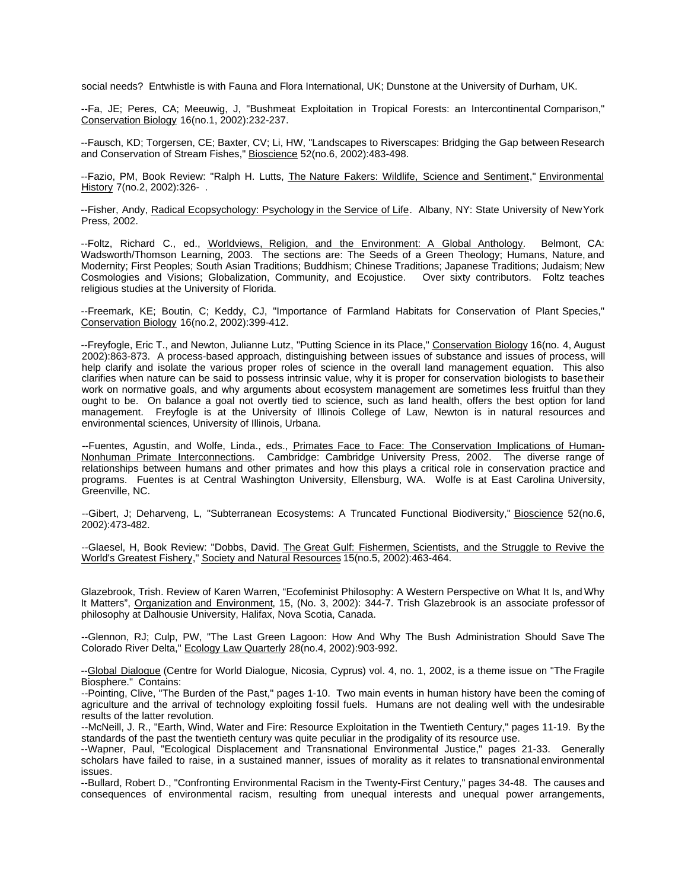social needs? Entwhistle is with Fauna and Flora International, UK; Dunstone at the University of Durham, UK.

--Fa, JE; Peres, CA; Meeuwig, J, "Bushmeat Exploitation in Tropical Forests: an Intercontinental Comparison," Conservation Biology 16(no.1, 2002):232-237.

--Fausch, KD; Torgersen, CE; Baxter, CV; Li, HW, "Landscapes to Riverscapes: Bridging the Gap between Research and Conservation of Stream Fishes," Bioscience 52(no.6, 2002):483-498.

--Fazio, PM, Book Review: "Ralph H. Lutts, The Nature Fakers: Wildlife, Science and Sentiment," Environmental History 7(no.2, 2002):326- .

--Fisher, Andy, Radical Ecopsychology: Psychology in the Service of Life. Albany, NY: State University of New York Press, 2002.

--Foltz, Richard C., ed., Worldviews, Religion, and the Environment: A Global Anthology. Belmont, CA: Wadsworth/Thomson Learning, 2003. The sections are: The Seeds of a Green Theology; Humans, Nature, and Modernity; First Peoples; South Asian Traditions; Buddhism; Chinese Traditions; Japanese Traditions; Judaism; New Cosmologies and Visions; Globalization, Community, and Ecojustice. Over sixty contributors. Foltz teaches religious studies at the University of Florida.

--Freemark, KE; Boutin, C; Keddy, CJ, "Importance of Farmland Habitats for Conservation of Plant Species," Conservation Biology 16(no.2, 2002):399-412.

--Freyfogle, Eric T., and Newton, Julianne Lutz, "Putting Science in its Place," Conservation Biology 16(no. 4, August 2002):863-873. A process-based approach, distinguishing between issues of substance and issues of process, will help clarify and isolate the various proper roles of science in the overall land management equation. This also clarifies when nature can be said to possess intrinsic value, why it is proper for conservation biologists to base their work on normative goals, and why arguments about ecosystem management are sometimes less fruitful than they ought to be. On balance a goal not overtly tied to science, such as land health, offers the best option for land management. Freyfogle is at the University of Illinois College of Law, Newton is in natural resources and environmental sciences, University of Illinois, Urbana.

--Fuentes, Agustin, and Wolfe, Linda., eds., Primates Face to Face: The Conservation Implications of Human-Nonhuman Primate Interconnections. Cambridge: Cambridge University Press, 2002. The diverse range of relationships between humans and other primates and how this plays a critical role in conservation practice and programs. Fuentes is at Central Washington University, Ellensburg, WA. Wolfe is at East Carolina University, Greenville, NC.

--Gibert, J; Deharveng, L, "Subterranean Ecosystems: A Truncated Functional Biodiversity," Bioscience 52(no.6, 2002):473-482.

--Glaesel, H, Book Review: "Dobbs, David. The Great Gulf: Fishermen, Scientists, and the Struggle to Revive the World's Greatest Fishery," Society and Natural Resources 15(no.5, 2002):463-464.

Glazebrook, Trish. Review of Karen Warren, "Ecofeminist Philosophy: A Western Perspective on What It Is, and Why It Matters", Organization and Environment, 15, (No. 3, 2002): 344-7. Trish Glazebrook is an associate professor of philosophy at Dalhousie University, Halifax, Nova Scotia, Canada.

--Glennon, RJ; Culp, PW, "The Last Green Lagoon: How And Why The Bush Administration Should Save The Colorado River Delta," Ecology Law Quarterly 28(no.4, 2002):903-992.

--Global Dialogue (Centre for World Dialogue, Nicosia, Cyprus) vol. 4, no. 1, 2002, is a theme issue on "The Fragile Biosphere." Contains:

--Pointing, Clive, "The Burden of the Past," pages 1-10. Two main events in human history have been the coming of agriculture and the arrival of technology exploiting fossil fuels. Humans are not dealing well with the undesirable results of the latter revolution.

--McNeill, J. R., "Earth, Wind, Water and Fire: Resource Exploitation in the Twentieth Century," pages 11-19. By the standards of the past the twentieth century was quite peculiar in the prodigality of its resource use.

--Wapner, Paul, "Ecological Displacement and Transnational Environmental Justice," pages 21-33. Generally scholars have failed to raise, in a sustained manner, issues of morality as it relates to transnational environmental issues.

--Bullard, Robert D., "Confronting Environmental Racism in the Twenty-First Century," pages 34-48. The causes and consequences of environmental racism, resulting from unequal interests and unequal power arrangements,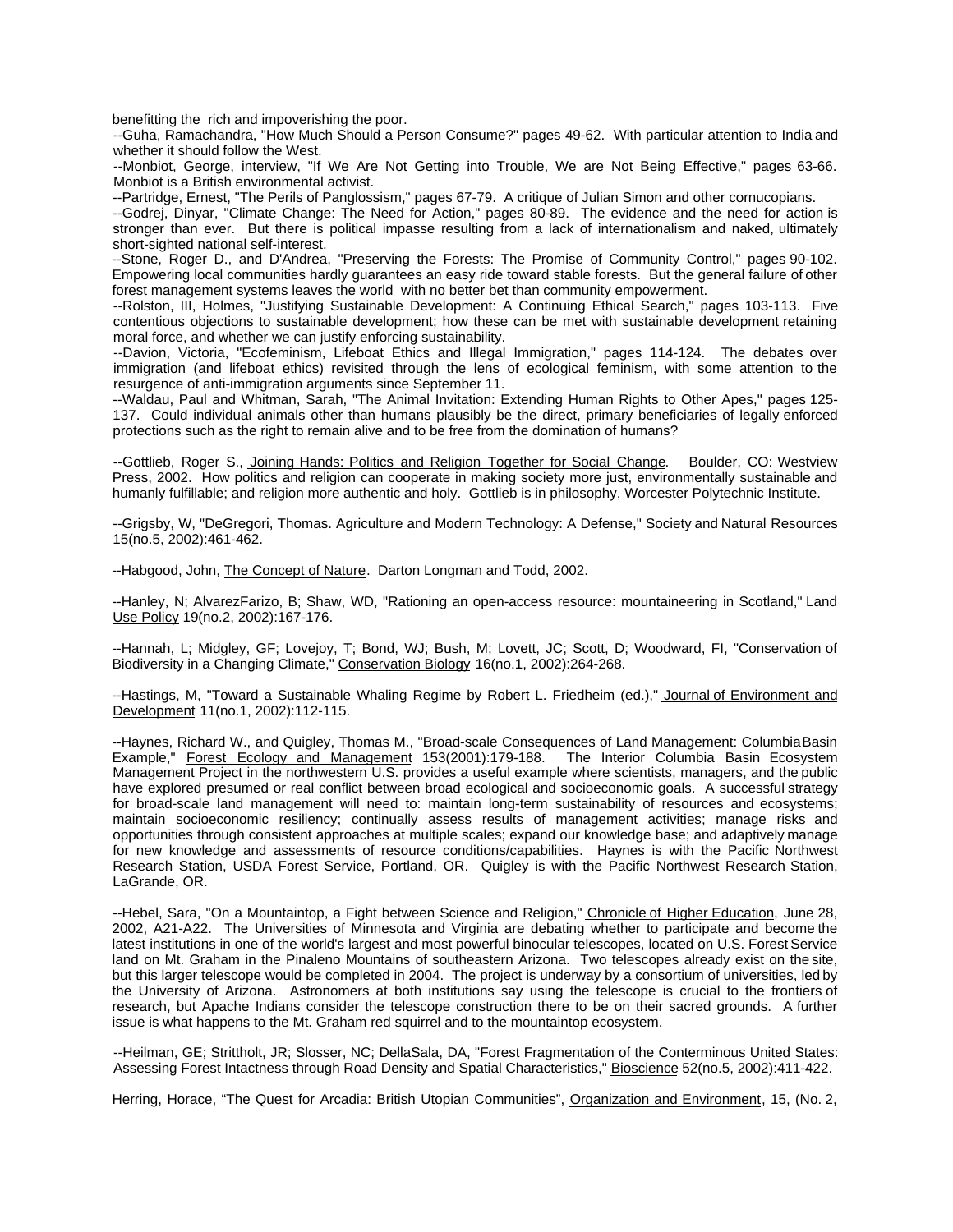benefitting the rich and impoverishing the poor.

--Guha, Ramachandra, "How Much Should a Person Consume?" pages 49-62. With particular attention to India and whether it should follow the West.

--Monbiot, George, interview, "If We Are Not Getting into Trouble, We are Not Being Effective," pages 63-66. Monbiot is a British environmental activist.

--Partridge, Ernest, "The Perils of Panglossism," pages 67-79. A critique of Julian Simon and other cornucopians.

--Godrej, Dinyar, "Climate Change: The Need for Action," pages 80-89. The evidence and the need for action is stronger than ever. But there is political impasse resulting from a lack of internationalism and naked, ultimately short-sighted national self-interest.

--Stone, Roger D., and D'Andrea, "Preserving the Forests: The Promise of Community Control," pages 90-102. Empowering local communities hardly guarantees an easy ride toward stable forests. But the general failure of other forest management systems leaves the world with no better bet than community empowerment.

--Rolston, III, Holmes, "Justifying Sustainable Development: A Continuing Ethical Search," pages 103-113. Five contentious objections to sustainable development; how these can be met with sustainable development retaining moral force, and whether we can justify enforcing sustainability.

--Davion, Victoria, "Ecofeminism, Lifeboat Ethics and Illegal Immigration," pages 114-124. The debates over immigration (and lifeboat ethics) revisited through the lens of ecological feminism, with some attention to the resurgence of anti-immigration arguments since September 11.

--Waldau, Paul and Whitman, Sarah, "The Animal Invitation: Extending Human Rights to Other Apes," pages 125-137. Could individual animals other than humans plausibly be the direct, primary beneficiaries of legally enforced protections such as the right to remain alive and to be free from the domination of humans?

--Gottlieb, Roger S., Joining Hands: Politics and Religion Together for Social Change. Boulder, CO: Westview Press, 2002. How politics and religion can cooperate in making society more just, environmentally sustainable and humanly fulfillable; and religion more authentic and holy. Gottlieb is in philosophy, Worcester Polytechnic Institute.

--Grigsby, W, "DeGregori, Thomas. Agriculture and Modern Technology: A Defense," Society and Natural Resources 15(no.5, 2002):461-462.

--Habgood, John, The Concept of Nature. Darton Longman and Todd, 2002.

--Hanley, N; AlvarezFarizo, B; Shaw, WD, "Rationing an open-access resource: mountaineering in Scotland," Land Use Policy 19(no.2, 2002):167-176.

--Hannah, L; Midgley, GF; Lovejoy, T; Bond, WJ; Bush, M; Lovett, JC; Scott, D; Woodward, FI, "Conservation of Biodiversity in a Changing Climate," Conservation Biology 16(no.1, 2002):264-268.

--Hastings, M, "Toward a Sustainable Whaling Regime by Robert L. Friedheim (ed.)," Journal of Environment and Development 11(no.1, 2002):112-115.

--Haynes, Richard W., and Quigley, Thomas M., "Broad-scale Consequences of Land Management: Columbia Basin Example," Forest Ecology and Management 153(2001):179-188. The Interior Columbia Basin Ecosystem Management Project in the northwestern U.S. provides a useful example where scientists, managers, and the public have explored presumed or real conflict between broad ecological and socioeconomic goals. A successful strategy for broad-scale land management will need to: maintain long-term sustainability of resources and ecosystems; maintain socioeconomic resiliency; continually assess results of management activities; manage risks and opportunities through consistent approaches at multiple scales; expand our knowledge base; and adaptively manage for new knowledge and assessments of resource conditions/capabilities. Haynes is with the Pacific Northwest Research Station, USDA Forest Service, Portland, OR. Quigley is with the Pacific Northwest Research Station, LaGrande, OR.

--Hebel, Sara, "On a Mountaintop, a Fight between Science and Religion," Chronicle of Higher Education, June 28, 2002, A21-A22. The Universities of Minnesota and Virginia are debating whether to participate and become the latest institutions in one of the world's largest and most powerful binocular telescopes, located on U.S. Forest Service land on Mt. Graham in the Pinaleno Mountains of southeastern Arizona. Two telescopes already exist on the site, but this larger telescope would be completed in 2004. The project is underway by a consortium of universities, led by the University of Arizona. Astronomers at both institutions say using the telescope is crucial to the frontiers of research, but Apache Indians consider the telescope construction there to be on their sacred grounds. A further issue is what happens to the Mt. Graham red squirrel and to the mountaintop ecosystem.

--Heilman, GE; Strittholt, JR; Slosser, NC; DellaSala, DA, "Forest Fragmentation of the Conterminous United States: Assessing Forest Intactness through Road Density and Spatial Characteristics," Bioscience 52(no.5, 2002):411-422.

Herring, Horace, "The Quest for Arcadia: British Utopian Communities", Organization and Environment, 15, (No. 2,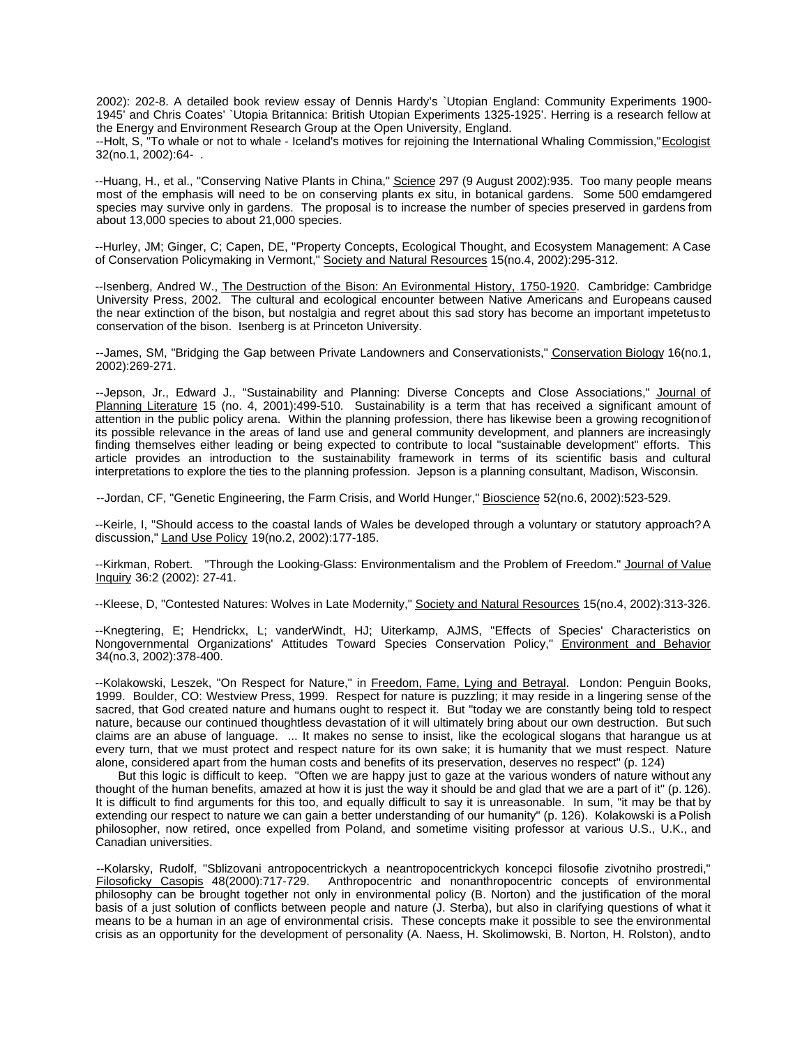2002): 202-8. A detailed book review essay of Dennis Hardy's `Utopian England: Community Experiments 1900-1945' and Chris Coates' `Utopia Britannica: British Utopian Experiments 1325-1925'. Herring is a research fellow at the Energy and Environment Research Group at the Open University, England.

--Holt, S, "To whale or not to whale - Iceland's motives for rejoining the International Whaling Commission," Ecologist 32(no.1, 2002):64- .

--Huang, H., et al., "Conserving Native Plants in China," Science 297 (9 August 2002):935. Too many people means most of the emphasis will need to be on conserving plants ex situ, in botanical gardens. Some 500 emdamgered species may survive only in gardens. The proposal is to increase the number of species preserved in gardens from about 13,000 species to about 21,000 species.

--Hurley, JM; Ginger, C; Capen, DE, "Property Concepts, Ecological Thought, and Ecosystem Management: A Case of Conservation Policymaking in Vermont," Society and Natural Resources 15(no.4, 2002):295-312.

--Isenberg, Andred W., The Destruction of the Bison: An Evironmental History, 1750-1920. Cambridge: Cambridge University Press, 2002. The cultural and ecological encounter between Native Americans and Europeans caused the near extinction of the bison, but nostalgia and regret about this sad story has become an important impetetus to conservation of the bison. Isenberg is at Princeton University.

--James, SM, "Bridging the Gap between Private Landowners and Conservationists," Conservation Biology 16(no.1, 2002):269-271.

--Jepson, Jr., Edward J., "Sustainability and Planning: Diverse Concepts and Close Associations," Journal of Planning Literature 15 (no. 4, 2001):499-510. Sustainability is a term that has received a significant amount of attention in the public policy arena. Within the planning profession, there has likewise been a growing recognition of its possible relevance in the areas of land use and general community development, and planners are increasingly finding themselves either leading or being expected to contribute to local "sustainable development" efforts. This article provides an introduction to the sustainability framework in terms of its scientific basis and cultural interpretations to explore the ties to the planning profession. Jepson is a planning consultant, Madison, Wisconsin.

--Jordan, CF, "Genetic Engineering, the Farm Crisis, and World Hunger," Bioscience 52(no.6, 2002):523-529.

--Keirle, I, "Should access to the coastal lands of Wales be developed through a voluntary or statutory approach? A discussion," Land Use Policy 19(no.2, 2002):177-185.

--Kirkman, Robert. "Through the Looking-Glass: Environmentalism and the Problem of Freedom." Journal of Value Inquiry 36:2 (2002): 27-41.

--Kleese, D, "Contested Natures: Wolves in Late Modernity," Society and Natural Resources 15(no.4, 2002):313-326.

--Knegtering, E; Hendrickx, L; vanderWindt, HJ; Uiterkamp, AJMS, "Effects of Species' Characteristics on Nongovernmental Organizations' Attitudes Toward Species Conservation Policy," Environment and Behavior 34(no.3, 2002):378-400.

--Kolakowski, Leszek, "On Respect for Nature," in Freedom, Fame, Lying and Betrayal. London: Penguin Books, 1999. Boulder, CO: Westview Press, 1999. Respect for nature is puzzling; it may reside in a lingering sense of the sacred, that God created nature and humans ought to respect it. But "today we are constantly being told to respect nature, because our continued thoughtless devastation of it will ultimately bring about our own destruction. But such claims are an abuse of language. ... It makes no sense to insist, like the ecological slogans that harangue us at every turn, that we must protect and respect nature for its own sake; it is humanity that we must respect. Nature alone, considered apart from the human costs and benefits of its preservation, deserves no respect" (p. 124)

But this logic is difficult to keep. "Often we are happy just to gaze at the various wonders of nature without any thought of the human benefits, amazed at how it is just the way it should be and glad that we are a part of it" (p. 126). It is difficult to find arguments for this too, and equally difficult to say it is unreasonable. In sum, "it may be that by extending our respect to nature we can gain a better understanding of our humanity" (p. 126). Kolakowski is a Polish philosopher, now retired, once expelled from Poland, and sometime visiting professor at various U.S., U.K., and Canadian universities.

--Kolarsky, Rudolf, "Sblizovani antropocentrickych a neantropocentrickych koncepci filosofie zivotniho prostredi," Filosoficky Casopis 48(2000):717-729. Anthropocentric and nonanthropocentric concepts of environmental philosophy can be brought together not only in environmental policy (B. Norton) and the justification of the moral basis of a just solution of conflicts between people and nature (J. Sterba), but also in clarifying questions of what it means to be a human in an age of environmental crisis. These concepts make it possible to see the environmental crisis as an opportunity for the development of personality (A. Naess, H. Skolimowski, B. Norton, H. Rolston), and to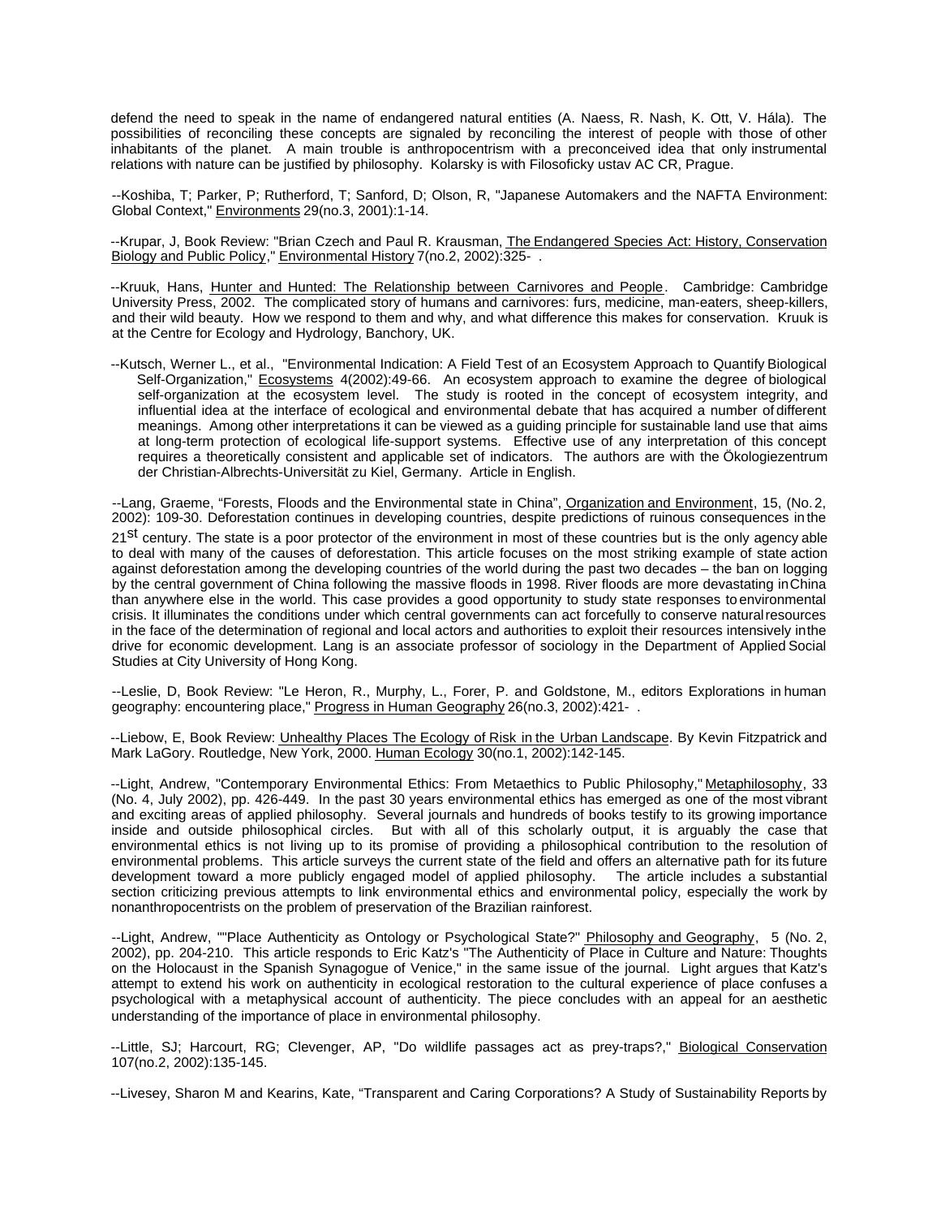defend the need to speak in the name of endangered natural entities (A. Naess, R. Nash, K. Ott, V. Hála). The possibilities of reconciling these concepts are signaled by reconciling the interest of people with those of other inhabitants of the planet. A main trouble is anthropocentrism with a preconceived idea that only instrumental relations with nature can be justified by philosophy. Kolarsky is with Filosoficky ustav AC CR, Prague.

--Koshiba, T; Parker, P; Rutherford, T; Sanford, D; Olson, R, "Japanese Automakers and the NAFTA Environment: Global Context," Environments 29(no.3, 2001):1-14.

--Krupar, J, Book Review: "Brian Czech and Paul R. Krausman, The Endangered Species Act: History, Conservation Biology and Public Policy," Environmental History 7(no.2, 2002):325- .

--Kruuk, Hans, Hunter and Hunted: The Relationship between Carnivores and People. Cambridge: Cambridge University Press, 2002. The complicated story of humans and carnivores: furs, medicine, man-eaters, sheep-killers, and their wild beauty. How we respond to them and why, and what difference this makes for conservation. Kruuk is at the Centre for Ecology and Hydrology, Banchory, UK.

--Kutsch, Werner L., et al., "Environmental Indication: A Field Test of an Ecosystem Approach to Quantify Biological Self-Organization," Ecosystems 4(2002):49-66. An ecosystem approach to examine the degree of biological self-organization at the ecosystem level. The study is rooted in the concept of ecosystem integrity, and influential idea at the interface of ecological and environmental debate that has acquired a number of different meanings. Among other interpretations it can be viewed as a guiding principle for sustainable land use that aims at long-term protection of ecological life-support systems. Effective use of any interpretation of this concept requires a theoretically consistent and applicable set of indicators. The authors are with the Ökologiezentrum der Christian-Albrechts-Universität zu Kiel, Germany. Article in English.

--Lang, Graeme, "Forests, Floods and the Environmental state in China", Organization and Environment, 15, (No. 2, 2002): 109-30. Deforestation continues in developing countries, despite predictions of ruinous consequences in the 21st century. The state is a poor protector of the environment in most of these countries but is the only agency able to deal with many of the causes of deforestation. This article focuses on the most striking example of state action against deforestation among the developing countries of the world during the past two decades – the ban on logging by the central government of China following the massive floods in 1998. River floods are more devastating in China than anywhere else in the world. This case provides a good opportunity to study state responses to environmental crisis. It illuminates the conditions under which central governments can act forcefully to conserve natural resources in the face of the determination of regional and local actors and authorities to exploit their resources intensively in the drive for economic development. Lang is an associate professor of sociology in the Department of Applied Social Studies at City University of Hong Kong.

--Leslie, D, Book Review: "Le Heron, R., Murphy, L., Forer, P. and Goldstone, M., editors Explorations in human geography: encountering place," Progress in Human Geography 26(no.3, 2002):421- .

--Liebow, E, Book Review: Unhealthy Places The Ecology of Risk in the Urban Landscape. By Kevin Fitzpatrick and Mark LaGory. Routledge, New York, 2000. Human Ecology 30(no.1, 2002):142-145.

--Light, Andrew, "Contemporary Environmental Ethics: From Metaethics to Public Philosophy," Metaphilosophy, 33 (No. 4, July 2002), pp. 426-449. In the past 30 years environmental ethics has emerged as one of the most vibrant and exciting areas of applied philosophy. Several journals and hundreds of books testify to its growing importance inside and outside philosophical circles. But with all of this scholarly output, it is arguably the case that environmental ethics is not living up to its promise of providing a philosophical contribution to the resolution of environmental problems. This article surveys the current state of the field and offers an alternative path for its future development toward a more publicly engaged model of applied philosophy. The article includes a substantial section criticizing previous attempts to link environmental ethics and environmental policy, especially the work by nonanthropocentrists on the problem of preservation of the Brazilian rainforest.

--Light, Andrew, ""Place Authenticity as Ontology or Psychological State?" Philosophy and Geography, 5 (No. 2, 2002), pp. 204-210. This article responds to Eric Katz's "The Authenticity of Place in Culture and Nature: Thoughts on the Holocaust in the Spanish Synagogue of Venice," in the same issue of the journal. Light argues that Katz's attempt to extend his work on authenticity in ecological restoration to the cultural experience of place confuses a psychological with a metaphysical account of authenticity. The piece concludes with an appeal for an aesthetic understanding of the importance of place in environmental philosophy.

--Little, SJ; Harcourt, RG; Clevenger, AP, "Do wildlife passages act as prey-traps?," Biological Conservation 107(no.2, 2002):135-145.

--Livesey, Sharon M and Kearins, Kate, "Transparent and Caring Corporations? A Study of Sustainability Reports by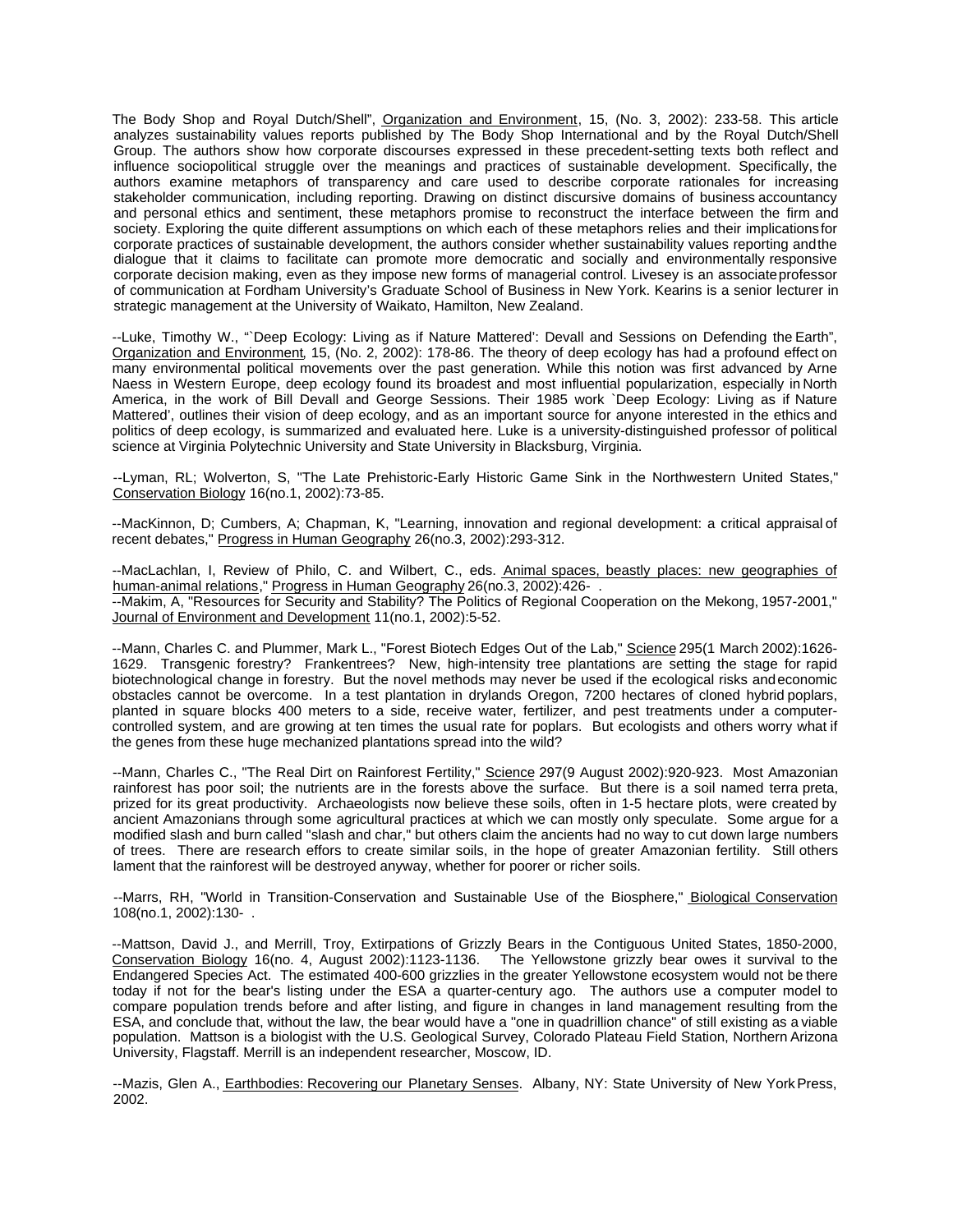The Body Shop and Royal Dutch/Shell", Organization and Environment, 15, (No. 3, 2002): 233-58. This article analyzes sustainability values reports published by The Body Shop International and by the Royal Dutch/Shell Group. The authors show how corporate discourses expressed in these precedent-setting texts both reflect and influence sociopolitical struggle over the meanings and practices of sustainable development. Specifically, the authors examine metaphors of transparency and care used to describe corporate rationales for increasing stakeholder communication, including reporting. Drawing on distinct discursive domains of business accountancy and personal ethics and sentiment, these metaphors promise to reconstruct the interface between the firm and society. Exploring the quite different assumptions on which each of these metaphors relies and their implications for corporate practices of sustainable development, the authors consider whether sustainability values reporting and the dialogue that it claims to facilitate can promote more democratic and socially and environmentally responsive corporate decision making, even as they impose new forms of managerial control. Livesey is an associate professor of communication at Fordham University's Graduate School of Business in New York. Kearins is a senior lecturer in strategic management at the University of Waikato, Hamilton, New Zealand.

--Luke, Timothy W., "`Deep Ecology: Living as if Nature Mattered': Devall and Sessions on Defending the Earth", Organization and Environment, 15, (No. 2, 2002): 178-86. The theory of deep ecology has had a profound effect on many environmental political movements over the past generation. While this notion was first advanced by Arne Naess in Western Europe, deep ecology found its broadest and most influential popularization, especially in North America, in the work of Bill Devall and George Sessions. Their 1985 work `Deep Ecology: Living as if Nature Mattered', outlines their vision of deep ecology, and as an important source for anyone interested in the ethics and politics of deep ecology, is summarized and evaluated here. Luke is a university-distinguished professor of political science at Virginia Polytechnic University and State University in Blacksburg, Virginia.

--Lyman, RL; Wolverton, S, "The Late Prehistoric-Early Historic Game Sink in the Northwestern United States," Conservation Biology 16(no.1, 2002):73-85.

--MacKinnon, D; Cumbers, A; Chapman, K, "Learning, innovation and regional development: a critical appraisal of recent debates," Progress in Human Geography 26(no.3, 2002):293-312.

--MacLachlan, I, Review of Philo, C. and Wilbert, C., eds. Animal spaces, beastly places: new geographies of human-animal relations," Progress in Human Geography 26(no.3, 2002):426- .

--Makim, A, "Resources for Security and Stability? The Politics of Regional Cooperation on the Mekong, 1957-2001," Journal of Environment and Development 11(no.1, 2002):5-52.

--Mann, Charles C. and Plummer, Mark L., "Forest Biotech Edges Out of the Lab," Science 295(1 March 2002):1626-1629. Transgenic forestry? Frankentrees? New, high-intensity tree plantations are setting the stage for rapid biotechnological change in forestry. But the novel methods may never be used if the ecological risks and economic obstacles cannot be overcome. In a test plantation in drylands Oregon, 7200 hectares of cloned hybrid poplars, planted in square blocks 400 meters to a side, receive water, fertilizer, and pest treatments under a computer-controlled system, and are growing at ten times the usual rate for poplars. But ecologists and others worry what if the genes from these huge mechanized plantations spread into the wild?

--Mann, Charles C., "The Real Dirt on Rainforest Fertility," Science 297(9 August 2002):920-923. Most Amazonian rainforest has poor soil; the nutrients are in the forests above the surface. But there is a soil named terra preta, prized for its great productivity. Archaeologists now believe these soils, often in 1-5 hectare plots, were created by ancient Amazonians through some agricultural practices at which we can mostly only speculate. Some argue for a modified slash and burn called "slash and char," but others claim the ancients had no way to cut down large numbers of trees. There are research effors to create similar soils, in the hope of greater Amazonian fertility. Still others lament that the rainforest will be destroyed anyway, whether for poorer or richer soils.

--Marrs, RH, "World in Transition-Conservation and Sustainable Use of the Biosphere," Biological Conservation 108(no.1, 2002):130- .

--Mattson, David J., and Merrill, Troy, Extirpations of Grizzly Bears in the Contiguous United States, 1850-2000, Conservation Biology 16(no. 4, August 2002):1123-1136. The Yellowstone grizzly bear owes it survival to the Endangered Species Act. The estimated 400-600 grizzlies in the greater Yellowstone ecosystem would not be there today if not for the bear's listing under the ESA a quarter-century ago. The authors use a computer model to compare population trends before and after listing, and figure in changes in land management resulting from the ESA, and conclude that, without the law, the bear would have a "one in quadrillion chance" of still existing as a viable population. Mattson is a biologist with the U.S. Geological Survey, Colorado Plateau Field Station, Northern Arizona University, Flagstaff. Merrill is an independent researcher, Moscow, ID.

--Mazis, Glen A., Earthbodies: Recovering our Planetary Senses. Albany, NY: State University of New York Press, 2002.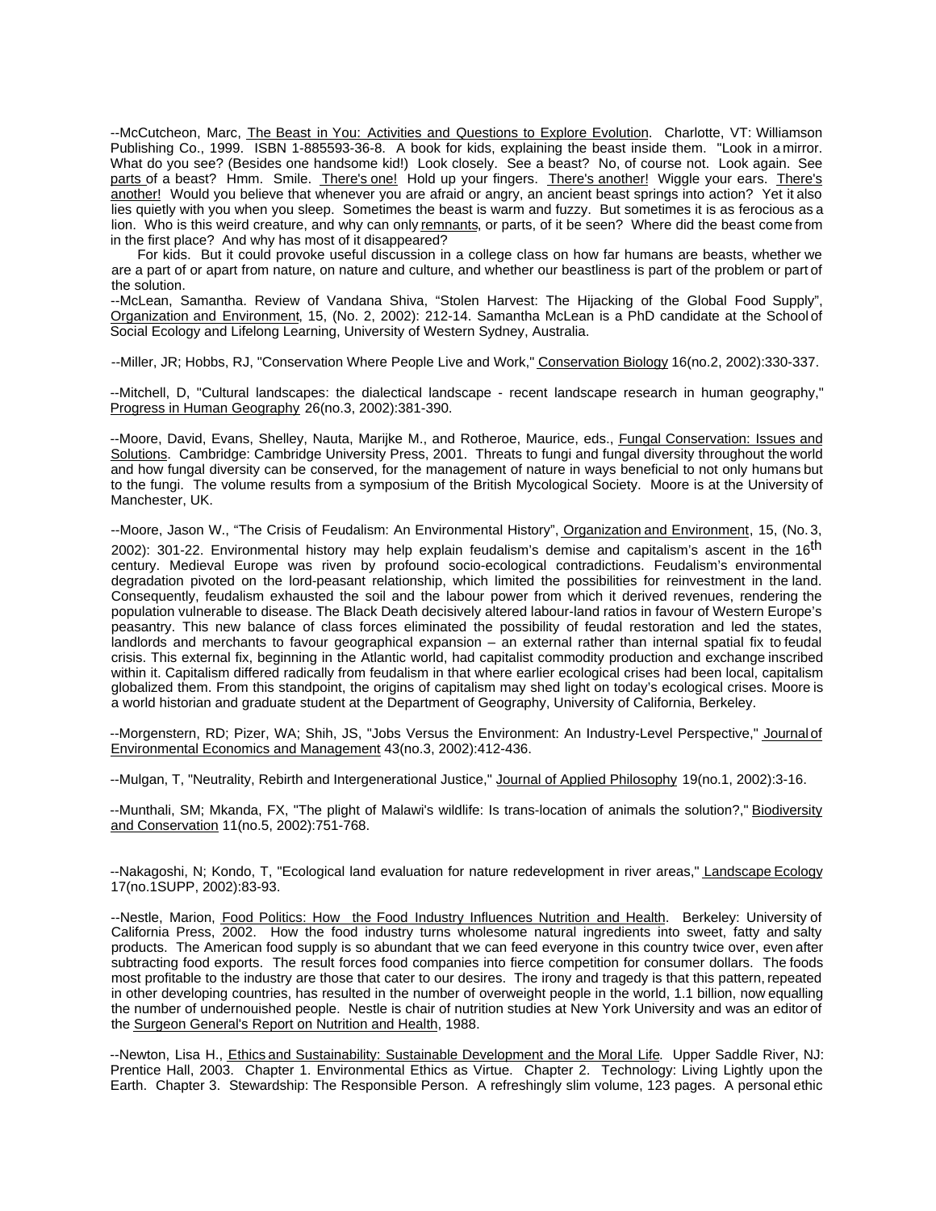--McCutcheon, Marc, The Beast in You: Activities and Questions to Explore Evolution. Charlotte, VT: Williamson Publishing Co., 1999. ISBN 1-885593-36-8. A book for kids, explaining the beast inside them. "Look in a mirror. What do you see? (Besides one handsome kid!) Look closely. See a beast? No, of course not. Look again. See parts of a beast? Hmm. Smile. There's one! Hold up your fingers. There's another! Wiggle your ears. There's another! Would you believe that whenever you are afraid or angry, an ancient beast springs into action? Yet it also lies quietly with you when you sleep. Sometimes the beast is warm and fuzzy. But sometimes it is as ferocious as a lion. Who is this weird creature, and why can only remnants, or parts, of it be seen? Where did the beast come from in the first place? And why has most of it disappeared?

For kids. But it could provoke useful discussion in a college class on how far humans are beasts, whether we are a part of or apart from nature, on nature and culture, and whether our beastliness is part of the problem or part of the solution.

--McLean, Samantha. Review of Vandana Shiva, "Stolen Harvest: The Hijacking of the Global Food Supply", Organization and Environment, 15, (No. 2, 2002): 212-14. Samantha McLean is a PhD candidate at the School of Social Ecology and Lifelong Learning, University of Western Sydney, Australia.

--Miller, JR; Hobbs, RJ, "Conservation Where People Live and Work," Conservation Biology 16(no.2, 2002):330-337.

--Mitchell, D, "Cultural landscapes: the dialectical landscape - recent landscape research in human geography," Progress in Human Geography 26(no.3, 2002):381-390.

--Moore, David, Evans, Shelley, Nauta, Marijke M., and Rotheroe, Maurice, eds., Fungal Conservation: Issues and Solutions. Cambridge: Cambridge University Press, 2001. Threats to fungi and fungal diversity throughout the world and how fungal diversity can be conserved, for the management of nature in ways beneficial to not only humans but to the fungi. The volume results from a symposium of the British Mycological Society. Moore is at the University of Manchester, UK.

--Moore, Jason W., "The Crisis of Feudalism: An Environmental History", Organization and Environment, 15, (No. 3, 2002): 301-22. Environmental history may help explain feudalism's demise and capitalism's ascent in the 16th century. Medieval Europe was riven by profound socio-ecological contradictions. Feudalism's environmental degradation pivoted on the lord-peasant relationship, which limited the possibilities for reinvestment in the land. Consequently, feudalism exhausted the soil and the labour power from which it derived revenues, rendering the population vulnerable to disease. The Black Death decisively altered labour-land ratios in favour of Western Europe's peasantry. This new balance of class forces eliminated the possibility of feudal restoration and led the states, landlords and merchants to favour geographical expansion – an external rather than internal spatial fix to feudal crisis. This external fix, beginning in the Atlantic world, had capitalist commodity production and exchange inscribed within it. Capitalism differed radically from feudalism in that where earlier ecological crises had been local, capitalism globalized them. From this standpoint, the origins of capitalism may shed light on today's ecological crises. Moore is a world historian and graduate student at the Department of Geography, University of California, Berkeley.

--Morgenstern, RD; Pizer, WA; Shih, JS, "Jobs Versus the Environment: An Industry-Level Perspective," Journal of Environmental Economics and Management 43(no.3, 2002):412-436.

--Mulgan, T, "Neutrality, Rebirth and Intergenerational Justice," Journal of Applied Philosophy 19(no.1, 2002):3-16.

--Munthali, SM; Mkanda, FX, "The plight of Malawi's wildlife: Is trans-location of animals the solution?," Biodiversity and Conservation 11(no.5, 2002):751-768.

--Nakagoshi, N; Kondo, T, "Ecological land evaluation for nature redevelopment in river areas," Landscape Ecology 17(no.1SUPP, 2002):83-93.

--Nestle, Marion, Food Politics: How the Food Industry Influences Nutrition and Health. Berkeley: University of California Press, 2002. How the food industry turns wholesome natural ingredients into sweet, fatty and salty products. The American food supply is so abundant that we can feed everyone in this country twice over, even after subtracting food exports. The result forces food companies into fierce competition for consumer dollars. The foods most profitable to the industry are those that cater to our desires. The irony and tragedy is that this pattern, repeated in other developing countries, has resulted in the number of overweight people in the world, 1.1 billion, now equalling the number of undernouished people. Nestle is chair of nutrition studies at New York University and was an editor of the Surgeon General's Report on Nutrition and Health, 1988.

--Newton, Lisa H., Ethics and Sustainability: Sustainable Development and the Moral Life. Upper Saddle River, NJ: Prentice Hall, 2003. Chapter 1. Environmental Ethics as Virtue. Chapter 2. Technology: Living Lightly upon the Earth. Chapter 3. Stewardship: The Responsible Person. A refreshingly slim volume, 123 pages. A personal ethic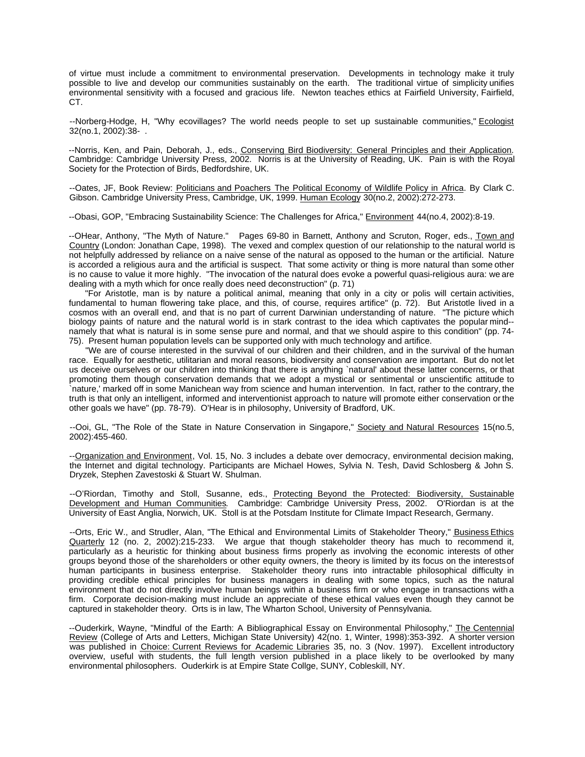of virtue must include a commitment to environmental preservation. Developments in technology make it truly possible to live and develop our communities sustainably on the earth. The traditional virtue of simplicity unifies environmental sensitivity with a focused and gracious life. Newton teaches ethics at Fairfield University, Fairfield, CT.

--Norberg-Hodge, H, "Why ecovillages? The world needs people to set up sustainable communities," Ecologist 32(no.1, 2002):38- .

--Norris, Ken, and Pain, Deborah, J., eds., Conserving Bird Biodiversity: General Principles and their Application. Cambridge: Cambridge University Press, 2002. Norris is at the University of Reading, UK. Pain is with the Royal Society for the Protection of Birds, Bedfordshire, UK.

--Oates, JF, Book Review: Politicians and Poachers The Political Economy of Wildlife Policy in Africa. By Clark C. Gibson. Cambridge University Press, Cambridge, UK, 1999. Human Ecology 30(no.2, 2002):272-273.

--Obasi, GOP, "Embracing Sustainability Science: The Challenges for Africa," Environment 44(no.4, 2002):8-19.

--OHear, Anthony, "The Myth of Nature." Pages 69-80 in Barnett, Anthony and Scruton, Roger, eds., Town and Country (London: Jonathan Cape, 1998). The vexed and complex question of our relationship to the natural world is not helpfully addressed by reliance on a naive sense of the natural as opposed to the human or the artificial. Nature is accorded a religious aura and the artificial is suspect. That some activity or thing is more natural than some other is no cause to value it more highly. "The invocation of the natural does evoke a powerful quasi-religious aura: we are dealing with a myth which for once really does need deconstruction" (p. 71)

"For Aristotle, man is by nature a political animal, meaning that only in a city or polis will certain activities, fundamental to human flowering take place, and this, of course, requires artifice" (p. 72). But Aristotle lived in a cosmos with an overall end, and that is no part of current Darwinian understanding of nature. "The picture which biology paints of nature and the natural world is in stark contrast to the idea which captivates the popular mind--namely that what is natural is in some sense pure and normal, and that we should aspire to this condition" (pp. 74-75). Present human population levels can be supported only with much technology and artifice.

"We are of course interested in the survival of our children and their children, and in the survival of the human race. Equally for aesthetic, utilitarian and moral reasons, biodiversity and conservation are important. But do not let us deceive ourselves or our children into thinking that there is anything `natural' about these latter concerns, or that promoting them though conservation demands that we adopt a mystical or sentimental or unscientific attitude to `nature,' marked off in some Manichean way from science and human intervention. In fact, rather to the contrary, the truth is that only an intelligent, informed and interventionist approach to nature will promote either conservation or the other goals we have" (pp. 78-79). O'Hear is in philosophy, University of Bradford, UK.

--Ooi, GL, "The Role of the State in Nature Conservation in Singapore," Society and Natural Resources 15(no.5, 2002):455-460.

--Organization and Environment, Vol. 15, No. 3 includes a debate over democracy, environmental decision making, the Internet and digital technology. Participants are Michael Howes, Sylvia N. Tesh, David Schlosberg & John S. Dryzek, Stephen Zavestoski & Stuart W. Shulman.

--O'Riordan, Timothy and Stoll, Susanne, eds., Protecting Beyond the Protected: Biodiversity, Sustainable Development and Human Communities. Cambridge: Cambridge University Press, 2002. O'Riordan is at the University of East Anglia, Norwich, UK. Stoll is at the Potsdam Institute for Climate Impact Research, Germany.

--Orts, Eric W., and Strudler, Alan, "The Ethical and Environmental Limits of Stakeholder Theory," Business Ethics Quarterly 12 (no. 2, 2002):215-233. We argue that though stakeholder theory has much to recommend it, particularly as a heuristic for thinking about business firms properly as involving the economic interests of other groups beyond those of the shareholders or other equity owners, the theory is limited by its focus on the interests of human participants in business enterprise. Stakeholder theory runs into intractable philosophical difficulty in providing credible ethical principles for business managers in dealing with some topics, such as the natural environment that do not directly involve human beings within a business firm or who engage in transactions with a firm. Corporate decision-making must include an appreciate of these ethical values even though they cannot be captured in stakeholder theory. Orts is in law, The Wharton School, University of Pennsylvania.

--Ouderkirk, Wayne, "Mindful of the Earth: A Bibliographical Essay on Environmental Philosophy," The Centennial Review (College of Arts and Letters, Michigan State University) 42(no. 1, Winter, 1998):353-392. A shorter version was published in Choice: Current Reviews for Academic Libraries 35, no. 3 (Nov. 1997). Excellent introductory overview, useful with students, the full length version published in a place likely to be overlooked by many environmental philosophers. Ouderkirk is at Empire State Collge, SUNY, Cobleskill, NY.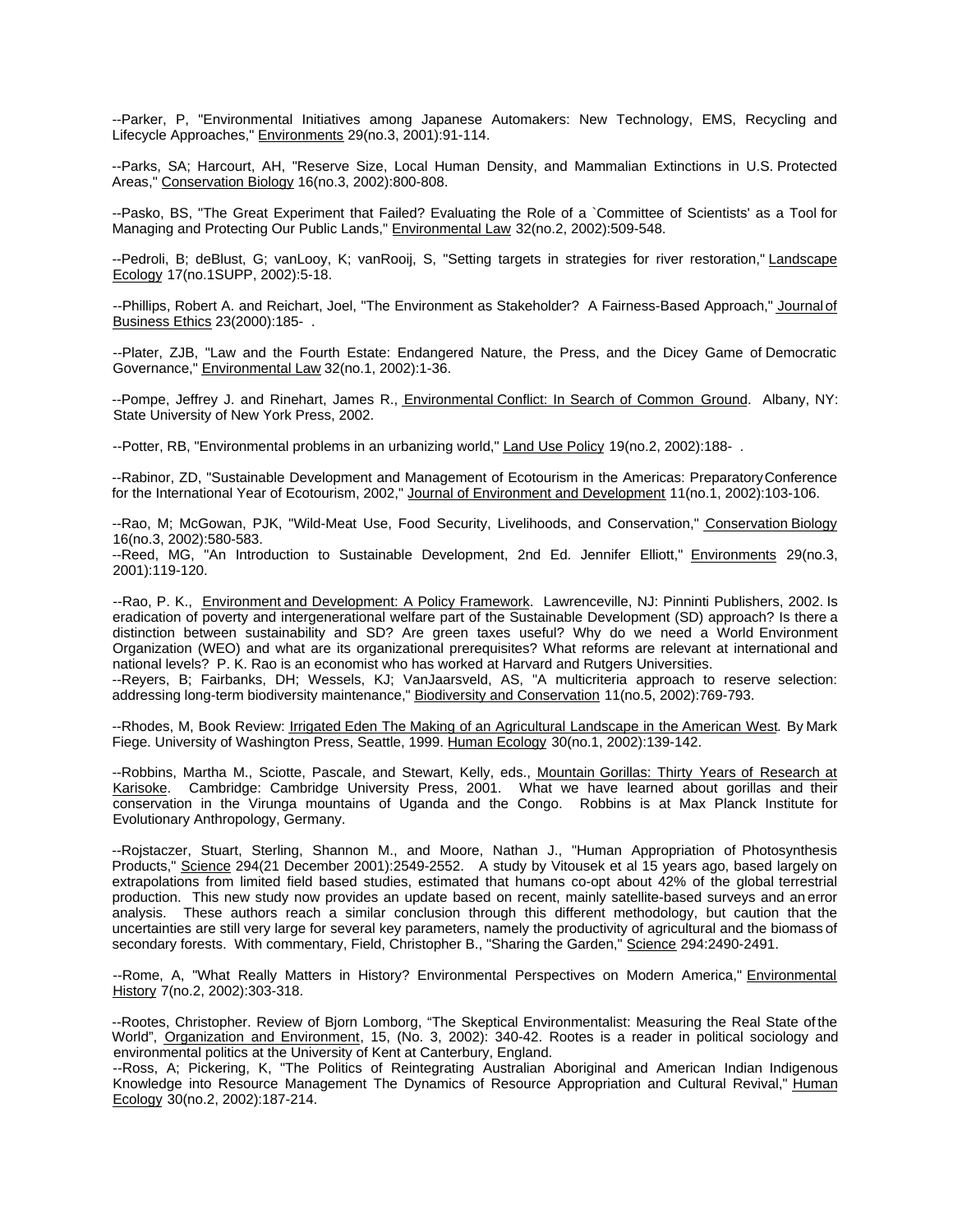--Parker, P, "Environmental Initiatives among Japanese Automakers: New Technology, EMS, Recycling and Lifecycle Approaches," Environments 29(no.3, 2001):91-114.

--Parks, SA; Harcourt, AH, "Reserve Size, Local Human Density, and Mammalian Extinctions in U.S. Protected Areas," Conservation Biology 16(no.3, 2002):800-808.

--Pasko, BS, "The Great Experiment that Failed? Evaluating the Role of a `Committee of Scientists' as a Tool for Managing and Protecting Our Public Lands," Environmental Law 32(no.2, 2002):509-548.

--Pedroli, B; deBlust, G; vanLooy, K; vanRooij, S, "Setting targets in strategies for river restoration," Landscape Ecology 17(no.1SUPP, 2002):5-18.

--Phillips, Robert A. and Reichart, Joel, "The Environment as Stakeholder? A Fairness-Based Approach," Journal of Business Ethics 23(2000):185- .

--Plater, ZJB, "Law and the Fourth Estate: Endangered Nature, the Press, and the Dicey Game of Democratic Governance," Environmental Law 32(no.1, 2002):1-36.

--Pompe, Jeffrey J. and Rinehart, James R., Environmental Conflict: In Search of Common Ground. Albany, NY: State University of New York Press, 2002.

--Potter, RB, "Environmental problems in an urbanizing world," Land Use Policy 19(no.2, 2002):188- .

--Rabinor, ZD, "Sustainable Development and Management of Ecotourism in the Americas: Preparatory Conference for the International Year of Ecotourism, 2002," Journal of Environment and Development 11(no.1, 2002):103-106.

--Rao, M; McGowan, PJK, "Wild-Meat Use, Food Security, Livelihoods, and Conservation," Conservation Biology 16(no.3, 2002):580-583.

--Reed, MG, "An Introduction to Sustainable Development, 2nd Ed. Jennifer Elliott," Environments 29(no.3, 2001):119-120.

--Rao, P. K., Environment and Development: A Policy Framework. Lawrenceville, NJ: Pinninti Publishers, 2002. Is eradication of poverty and intergenerational welfare part of the Sustainable Development (SD) approach? Is there a distinction between sustainability and SD? Are green taxes useful? Why do we need a World Environment Organization (WEO) and what are its organizational prerequisites? What reforms are relevant at international and national levels? P. K. Rao is an economist who has worked at Harvard and Rutgers Universities.

--Reyers, B; Fairbanks, DH; Wessels, KJ; VanJaarsveld, AS, "A multicriteria approach to reserve selection: addressing long-term biodiversity maintenance," Biodiversity and Conservation 11(no.5, 2002):769-793.

--Rhodes, M, Book Review: Irrigated Eden The Making of an Agricultural Landscape in the American West. By Mark Fiege. University of Washington Press, Seattle, 1999. Human Ecology 30(no.1, 2002):139-142.

--Robbins, Martha M., Sciotte, Pascale, and Stewart, Kelly, eds., Mountain Gorillas: Thirty Years of Research at Karisoke. Cambridge: Cambridge University Press, 2001. What we have learned about gorillas and their conservation in the Virunga mountains of Uganda and the Congo. Robbins is at Max Planck Institute for Evolutionary Anthropology, Germany.

--Rojstaczer, Stuart, Sterling, Shannon M., and Moore, Nathan J., "Human Appropriation of Photosynthesis Products," Science 294(21 December 2001):2549-2552. A study by Vitousek et al 15 years ago, based largely on extrapolations from limited field based studies, estimated that humans co-opt about 42% of the global terrestrial production. This new study now provides an update based on recent, mainly satellite-based surveys and an error analysis. These authors reach a similar conclusion through this different methodology, but caution that the uncertainties are still very large for several key parameters, namely the productivity of agricultural and the biomass of secondary forests. With commentary, Field, Christopher B., "Sharing the Garden," Science 294:2490-2491.

--Rome, A, "What Really Matters in History? Environmental Perspectives on Modern America," Environmental History 7(no.2, 2002):303-318.

--Rootes, Christopher. Review of Bjorn Lomborg, "The Skeptical Environmentalist: Measuring the Real State of the World", Organization and Environment, 15, (No. 3, 2002): 340-42. Rootes is a reader in political sociology and environmental politics at the University of Kent at Canterbury, England.

--Ross, A; Pickering, K, "The Politics of Reintegrating Australian Aboriginal and American Indian Indigenous Knowledge into Resource Management The Dynamics of Resource Appropriation and Cultural Revival," Human Ecology 30(no.2, 2002):187-214.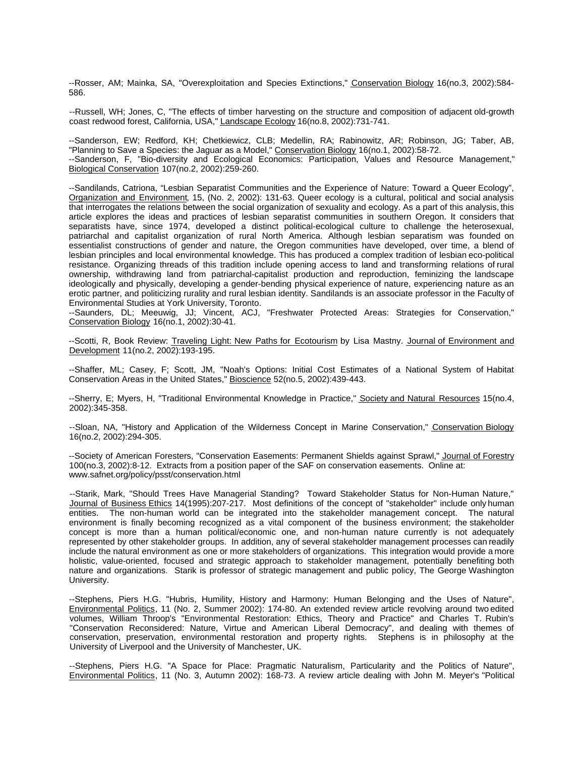--Rosser, AM; Mainka, SA, "Overexploitation and Species Extinctions," Conservation Biology 16(no.3, 2002):584-586.

--Russell, WH; Jones, C, "The effects of timber harvesting on the structure and composition of adjacent old-growth coast redwood forest, California, USA," Landscape Ecology 16(no.8, 2002):731-741.

--Sanderson, EW; Redford, KH; Chetkiewicz, CLB; Medellin, RA; Rabinowitz, AR; Robinson, JG; Taber, AB, "Planning to Save a Species: the Jaguar as a Model," Conservation Biology 16(no.1, 2002):58-72.
--Sanderson, F, "Bio-diversity and Ecological Economics: Participation, Values and Resource Management," Biological Conservation 107(no.2, 2002):259-260.

--Sandilands, Catriona, "Lesbian Separatist Communities and the Experience of Nature: Toward a Queer Ecology", Organization and Environment, 15, (No. 2, 2002): 131-63. Queer ecology is a cultural, political and social analysis that interrogates the relations between the social organization of sexuality and ecology. As a part of this analysis, this article explores the ideas and practices of lesbian separatist communities in southern Oregon. It considers that separatists have, since 1974, developed a distinct political-ecological culture to challenge the heterosexual, patriarchal and capitalist organization of rural North America. Although lesbian separatism was founded on essentialist constructions of gender and nature, the Oregon communities have developed, over time, a blend of lesbian principles and local environmental knowledge. This has produced a complex tradition of lesbian eco-political resistance. Organizing threads of this tradition include opening access to land and transforming relations of rural ownership, withdrawing land from patriarchal-capitalist production and reproduction, feminizing the landscape ideologically and physically, developing a gender-bending physical experience of nature, experiencing nature as an erotic partner, and politicizing rurality and rural lesbian identity. Sandilands is an associate professor in the Faculty of Environmental Studies at York University, Toronto.
--Saunders, DL; Meeuwig, JJ; Vincent, ACJ, "Freshwater Protected Areas: Strategies for Conservation," Conservation Biology 16(no.1, 2002):30-41.

--Scotti, R, Book Review: Traveling Light: New Paths for Ecotourism by Lisa Mastny. Journal of Environment and Development 11(no.2, 2002):193-195.

--Shaffer, ML; Casey, F; Scott, JM, "Noah's Options: Initial Cost Estimates of a National System of Habitat Conservation Areas in the United States," Bioscience 52(no.5, 2002):439-443.

--Sherry, E; Myers, H, "Traditional Environmental Knowledge in Practice," Society and Natural Resources 15(no.4, 2002):345-358.

--Sloan, NA, "History and Application of the Wilderness Concept in Marine Conservation," Conservation Biology 16(no.2, 2002):294-305.

--Society of American Foresters, "Conservation Easements: Permanent Shields against Sprawl," Journal of Forestry 100(no.3, 2002):8-12. Extracts from a position paper of the SAF on conservation easements. Online at: www.safnet.org/policy/psst/conservation.html

--Starik, Mark, "Should Trees Have Managerial Standing? Toward Stakeholder Status for Non-Human Nature," Journal of Business Ethics 14(1995):207-217. Most definitions of the concept of "stakeholder" include only human entities. The non-human world can be integrated into the stakeholder management concept. The natural environment is finally becoming recognized as a vital component of the business environment; the stakeholder concept is more than a human political/economic one, and non-human nature currently is not adequately represented by other stakeholder groups. In addition, any of several stakeholder management processes can readily include the natural environment as one or more stakeholders of organizations. This integration would provide a more holistic, value-oriented, focused and strategic approach to stakeholder management, potentially benefiting both nature and organizations. Starik is professor of strategic management and public policy, The George Washington University.

--Stephens, Piers H.G. "Hubris, Humility, History and Harmony: Human Belonging and the Uses of Nature", Environmental Politics, 11 (No. 2, Summer 2002): 174-80. An extended review article revolving around two edited volumes, William Throop's "Environmental Restoration: Ethics, Theory and Practice" and Charles T. Rubin's "Conservation Reconsidered: Nature, Virtue and American Liberal Democracy", and dealing with themes of conservation, preservation, environmental restoration and property rights. Stephens is in philosophy at the University of Liverpool and the University of Manchester, UK.

--Stephens, Piers H.G. "A Space for Place: Pragmatic Naturalism, Particularity and the Politics of Nature", Environmental Politics, 11 (No. 3, Autumn 2002): 168-73. A review article dealing with John M. Meyer's "Political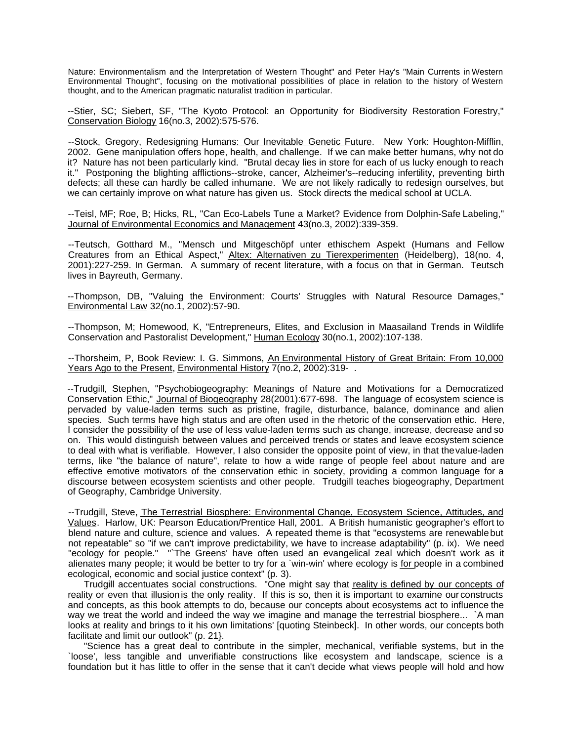Nature: Environmentalism and the Interpretation of Western Thought" and Peter Hay's "Main Currents in Western Environmental Thought", focusing on the motivational possibilities of place in relation to the history of Western thought, and to the American pragmatic naturalist tradition in particular.

--Stier, SC; Siebert, SF, "The Kyoto Protocol: an Opportunity for Biodiversity Restoration Forestry," Conservation Biology 16(no.3, 2002):575-576.

--Stock, Gregory, Redesigning Humans: Our Inevitable Genetic Future. New York: Houghton-Mifflin, 2002. Gene manipulation offers hope, health, and challenge. If we can make better humans, why not do it? Nature has not been particularly kind. "Brutal decay lies in store for each of us lucky enough to reach it." Postponing the blighting afflictions--stroke, cancer, Alzheimer's--reducing infertility, preventing birth defects; all these can hardly be called inhumane. We are not likely radically to redesign ourselves, but we can certainly improve on what nature has given us. Stock directs the medical school at UCLA.

--Teisl, MF; Roe, B; Hicks, RL, "Can Eco-Labels Tune a Market? Evidence from Dolphin-Safe Labeling," Journal of Environmental Economics and Management 43(no.3, 2002):339-359.

--Teutsch, Gotthard M., "Mensch und Mitgeschöpf unter ethischem Aspekt (Humans and Fellow Creatures from an Ethical Aspect," Altex: Alternativen zu Tierexperimenten (Heidelberg), 18(no. 4, 2001):227-259. In German. A summary of recent literature, with a focus on that in German. Teutsch lives in Bayreuth, Germany.

--Thompson, DB, "Valuing the Environment: Courts' Struggles with Natural Resource Damages," Environmental Law 32(no.1, 2002):57-90.

--Thompson, M; Homewood, K, "Entrepreneurs, Elites, and Exclusion in Maasailand Trends in Wildlife Conservation and Pastoralist Development," Human Ecology 30(no.1, 2002):107-138.

--Thorsheim, P, Book Review: I. G. Simmons, An Environmental History of Great Britain: From 10,000 Years Ago to the Present, Environmental History 7(no.2, 2002):319- .

--Trudgill, Stephen, "Psychobiogeography: Meanings of Nature and Motivations for a Democratized Conservation Ethic," Journal of Biogeography 28(2001):677-698. The language of ecosystem science is pervaded by value-laden terms such as pristine, fragile, disturbance, balance, dominance and alien species. Such terms have high status and are often used in the rhetoric of the conservation ethic. Here, I consider the possibility of the use of less value-laden terms such as change, increase, decrease and so on. This would distinguish between values and perceived trends or states and leave ecosystem science to deal with what is verifiable. However, I also consider the opposite point of view, in that the value-laden terms, like "the balance of nature", relate to how a wide range of people feel about nature and are effective emotive motivators of the conservation ethic in society, providing a common language for a discourse between ecosystem scientists and other people. Trudgill teaches biogeography, Department of Geography, Cambridge University.

--Trudgill, Steve, The Terrestrial Biosphere: Environmental Change, Ecosystem Science, Attitudes, and Values. Harlow, UK: Pearson Education/Prentice Hall, 2001. A British humanistic geographer's effort to blend nature and culture, science and values. A repeated theme is that "ecosystems are renewable but not repeatable" so "if we can't improve predictability, we have to increase adaptability" (p. ix). We need "ecology for people." "`The Greens' have often used an evangelical zeal which doesn't work as it alienates many people; it would be better to try for a `win-win' where ecology is for people in a combined ecological, economic and social justice context" (p. 3).

Trudgill accentuates social constructions. "One might say that reality is defined by our concepts of reality or even that illusion is the only reality. If this is so, then it is important to examine our constructs and concepts, as this book attempts to do, because our concepts about ecosystems act to influence the way we treat the world and indeed the way we imagine and manage the terrestrial biosphere... `A man looks at reality and brings to it his own limitations' [quoting Steinbeck]. In other words, our concepts both facilitate and limit our outlook" (p. 21}.

"Science has a great deal to contribute in the simpler, mechanical, verifiable systems, but in the `loose', less tangible and unverifiable constructions like ecosystem and landscape, science is a foundation but it has little to offer in the sense that it can't decide what views people will hold and how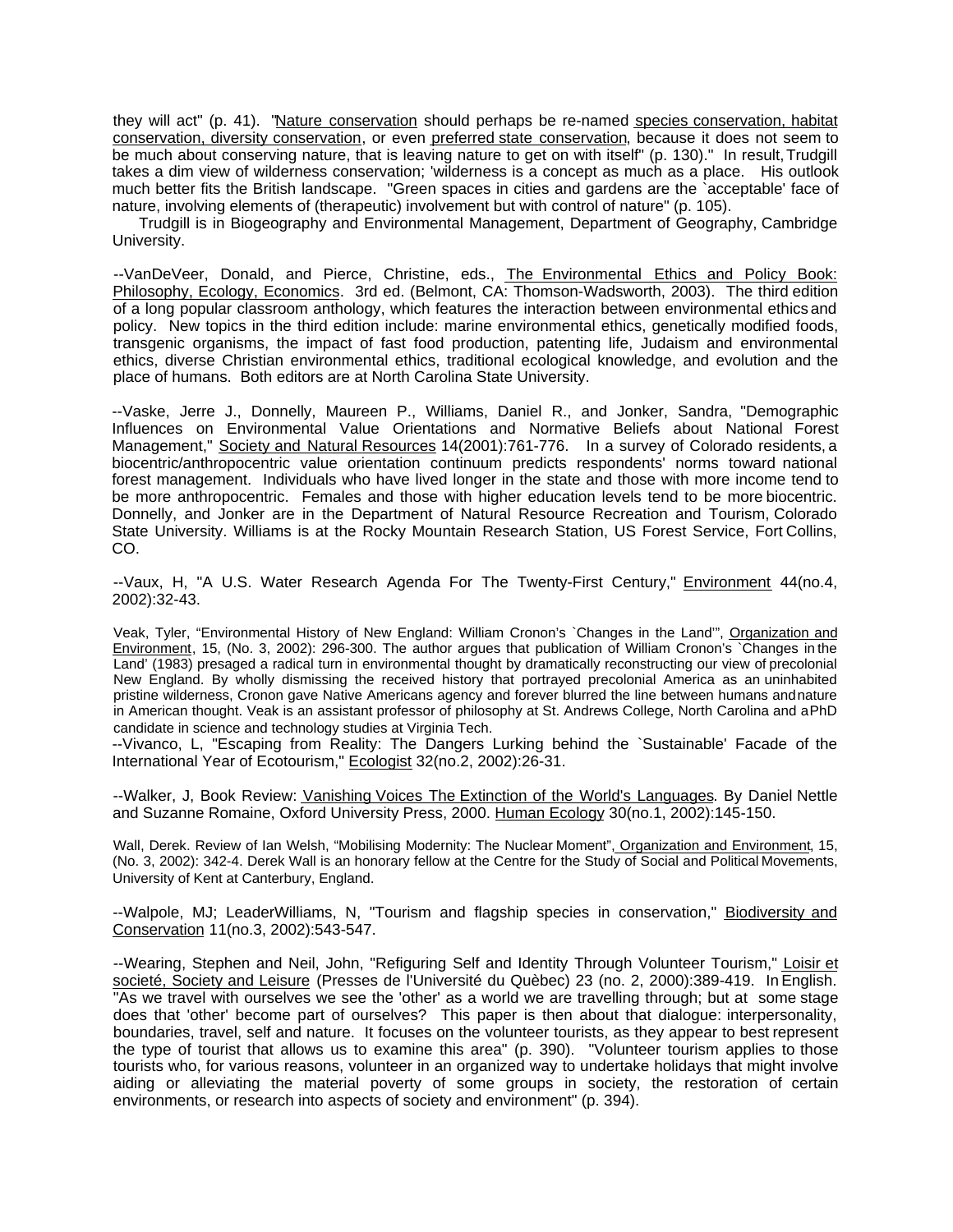they will act" (p. 41). "Nature conservation should perhaps be re-named species conservation, habitat conservation, diversity conservation, or even preferred state conservation, because it does not seem to be much about conserving nature, that is leaving nature to get on with itself" (p. 130)." In result, Trudgill takes a dim view of wilderness conservation; 'wilderness is a concept as much as a place. His outlook much better fits the British landscape. "Green spaces in cities and gardens are the `acceptable' face of nature, involving elements of (therapeutic) involvement but with control of nature" (p. 105).

Trudgill is in Biogeography and Environmental Management, Department of Geography, Cambridge University.

--VanDeVeer, Donald, and Pierce, Christine, eds., The Environmental Ethics and Policy Book: Philosophy, Ecology, Economics. 3rd ed. (Belmont, CA: Thomson-Wadsworth, 2003). The third edition of a long popular classroom anthology, which features the interaction between environmental ethics and policy. New topics in the third edition include: marine environmental ethics, genetically modified foods, transgenic organisms, the impact of fast food production, patenting life, Judaism and environmental ethics, diverse Christian environmental ethics, traditional ecological knowledge, and evolution and the place of humans. Both editors are at North Carolina State University.

--Vaske, Jerre J., Donnelly, Maureen P., Williams, Daniel R., and Jonker, Sandra, "Demographic Influences on Environmental Value Orientations and Normative Beliefs about National Forest Management," Society and Natural Resources 14(2001):761-776. In a survey of Colorado residents, a biocentric/anthropocentric value orientation continuum predicts respondents' norms toward national forest management. Individuals who have lived longer in the state and those with more income tend to be more anthropocentric. Females and those with higher education levels tend to be more biocentric. Donnelly, and Jonker are in the Department of Natural Resource Recreation and Tourism, Colorado State University. Williams is at the Rocky Mountain Research Station, US Forest Service, Fort Collins, CO.

--Vaux, H, "A U.S. Water Research Agenda For The Twenty-First Century," Environment 44(no.4, 2002):32-43.

Veak, Tyler, "Environmental History of New England: William Cronon's `Changes in the Land'", Organization and Environment, 15, (No. 3, 2002): 296-300. The author argues that publication of William Cronon's `Changes in the Land' (1983) presaged a radical turn in environmental thought by dramatically reconstructing our view of precolonial New England. By wholly dismissing the received history that portrayed precolonial America as an uninhabited pristine wilderness, Cronon gave Native Americans agency and forever blurred the line between humans and nature in American thought. Veak is an assistant professor of philosophy at St. Andrews College, North Carolina and a PhD candidate in science and technology studies at Virginia Tech.

--Vivanco, L, "Escaping from Reality: The Dangers Lurking behind the `Sustainable' Facade of the International Year of Ecotourism," Ecologist 32(no.2, 2002):26-31.

--Walker, J, Book Review: Vanishing Voices The Extinction of the World's Languages. By Daniel Nettle and Suzanne Romaine, Oxford University Press, 2000. Human Ecology 30(no.1, 2002):145-150.

Wall, Derek. Review of Ian Welsh, "Mobilising Modernity: The Nuclear Moment", Organization and Environment, 15, (No. 3, 2002): 342-4. Derek Wall is an honorary fellow at the Centre for the Study of Social and Political Movements, University of Kent at Canterbury, England.

--Walpole, MJ; LeaderWilliams, N, "Tourism and flagship species in conservation," Biodiversity and Conservation 11(no.3, 2002):543-547.

--Wearing, Stephen and Neil, John, "Refiguring Self and Identity Through Volunteer Tourism," Loisir et societé, Society and Leisure (Presses de l'Université du Quèbec) 23 (no. 2, 2000):389-419. In English. "As we travel with ourselves we see the 'other' as a world we are travelling through; but at some stage does that 'other' become part of ourselves? This paper is then about that dialogue: interpersonality, boundaries, travel, self and nature. It focuses on the volunteer tourists, as they appear to best represent the type of tourist that allows us to examine this area" (p. 390). "Volunteer tourism applies to those tourists who, for various reasons, volunteer in an organized way to undertake holidays that might involve aiding or alleviating the material poverty of some groups in society, the restoration of certain environments, or research into aspects of society and environment" (p. 394).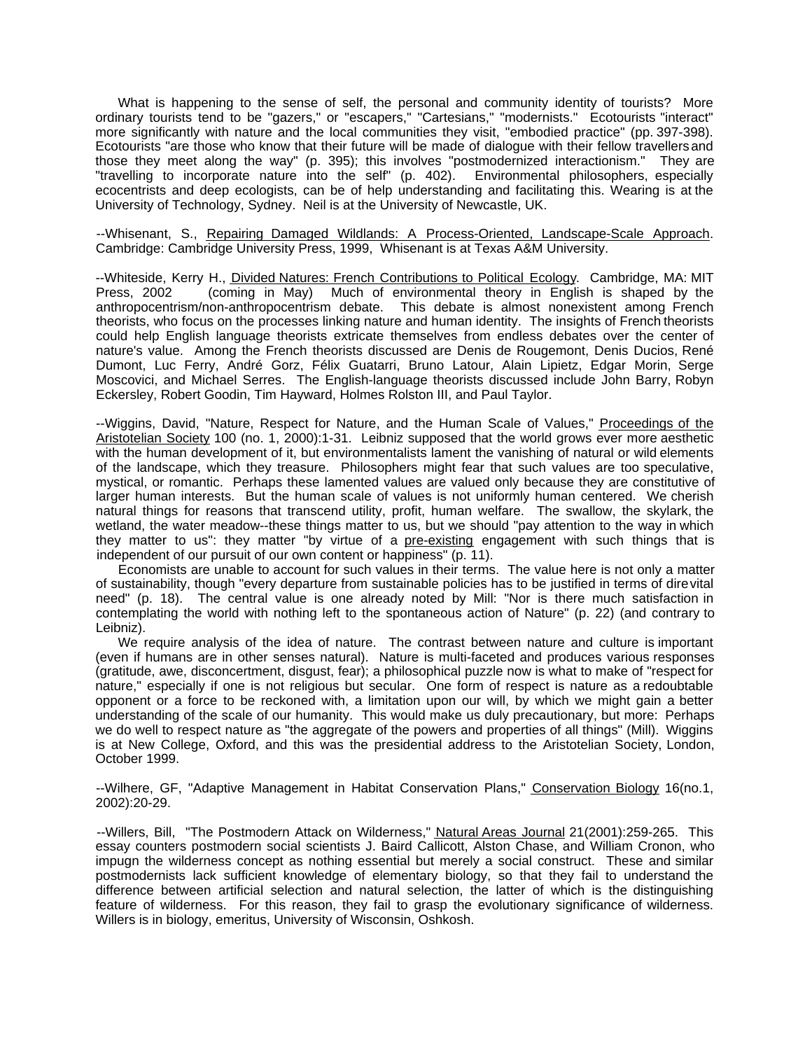What is happening to the sense of self, the personal and community identity of tourists? More ordinary tourists tend to be "gazers," or "escapers," "Cartesians," "modernists." Ecotourists "interact" more significantly with nature and the local communities they visit, "embodied practice" (pp. 397-398). Ecotourists "are those who know that their future will be made of dialogue with their fellow travellers and those they meet along the way" (p. 395); this involves "postmodernized interactionism." They are "travelling to incorporate nature into the self" (p. 402). Environmental philosophers, especially ecocentrists and deep ecologists, can be of help understanding and facilitating this. Wearing is at the University of Technology, Sydney. Neil is at the University of Newcastle, UK.

--Whisenant, S., Repairing Damaged Wildlands: A Process-Oriented, Landscape-Scale Approach. Cambridge: Cambridge University Press, 1999, Whisenant is at Texas A&M University.

--Whiteside, Kerry H., Divided Natures: French Contributions to Political Ecology. Cambridge, MA: MIT Press, 2002 (coming in May) Much of environmental theory in English is shaped by the anthropocentrism/non-anthropocentrism debate. This debate is almost nonexistent among French theorists, who focus on the processes linking nature and human identity. The insights of French theorists could help English language theorists extricate themselves from endless debates over the center of nature's value. Among the French theorists discussed are Denis de Rougemont, Denis Ducios, René Dumont, Luc Ferry, André Gorz, Félix Guatarri, Bruno Latour, Alain Lipietz, Edgar Morin, Serge Moscovici, and Michael Serres. The English-language theorists discussed include John Barry, Robyn Eckersley, Robert Goodin, Tim Hayward, Holmes Rolston III, and Paul Taylor.

--Wiggins, David, "Nature, Respect for Nature, and the Human Scale of Values," Proceedings of the Aristotelian Society 100 (no. 1, 2000):1-31. Leibniz supposed that the world grows ever more aesthetic with the human development of it, but environmentalists lament the vanishing of natural or wild elements of the landscape, which they treasure. Philosophers might fear that such values are too speculative, mystical, or romantic. Perhaps these lamented values are valued only because they are constitutive of larger human interests. But the human scale of values is not uniformly human centered. We cherish natural things for reasons that transcend utility, profit, human welfare. The swallow, the skylark, the wetland, the water meadow--these things matter to us, but we should "pay attention to the way in which they matter to us": they matter "by virtue of a pre-existing engagement with such things that is independent of our pursuit of our own content or happiness" (p. 11).

Economists are unable to account for such values in their terms. The value here is not only a matter of sustainability, though "every departure from sustainable policies has to be justified in terms of dire vital need" (p. 18). The central value is one already noted by Mill: "Nor is there much satisfaction in contemplating the world with nothing left to the spontaneous action of Nature" (p. 22) (and contrary to Leibniz).

We require analysis of the idea of nature. The contrast between nature and culture is important (even if humans are in other senses natural). Nature is multi-faceted and produces various responses (gratitude, awe, disconcertment, disgust, fear); a philosophical puzzle now is what to make of "respect for nature," especially if one is not religious but secular. One form of respect is nature as a redoubtable opponent or a force to be reckoned with, a limitation upon our will, by which we might gain a better understanding of the scale of our humanity. This would make us duly precautionary, but more: Perhaps we do well to respect nature as "the aggregate of the powers and properties of all things" (Mill). Wiggins is at New College, Oxford, and this was the presidential address to the Aristotelian Society, London, October 1999.

--Wilhere, GF, "Adaptive Management in Habitat Conservation Plans," Conservation Biology 16(no.1, 2002):20-29.

--Willers, Bill, "The Postmodern Attack on Wilderness," Natural Areas Journal 21(2001):259-265. This essay counters postmodern social scientists J. Baird Callicott, Alston Chase, and William Cronon, who impugn the wilderness concept as nothing essential but merely a social construct. These and similar postmodernists lack sufficient knowledge of elementary biology, so that they fail to understand the difference between artificial selection and natural selection, the latter of which is the distinguishing feature of wilderness. For this reason, they fail to grasp the evolutionary significance of wilderness. Willers is in biology, emeritus, University of Wisconsin, Oshkosh.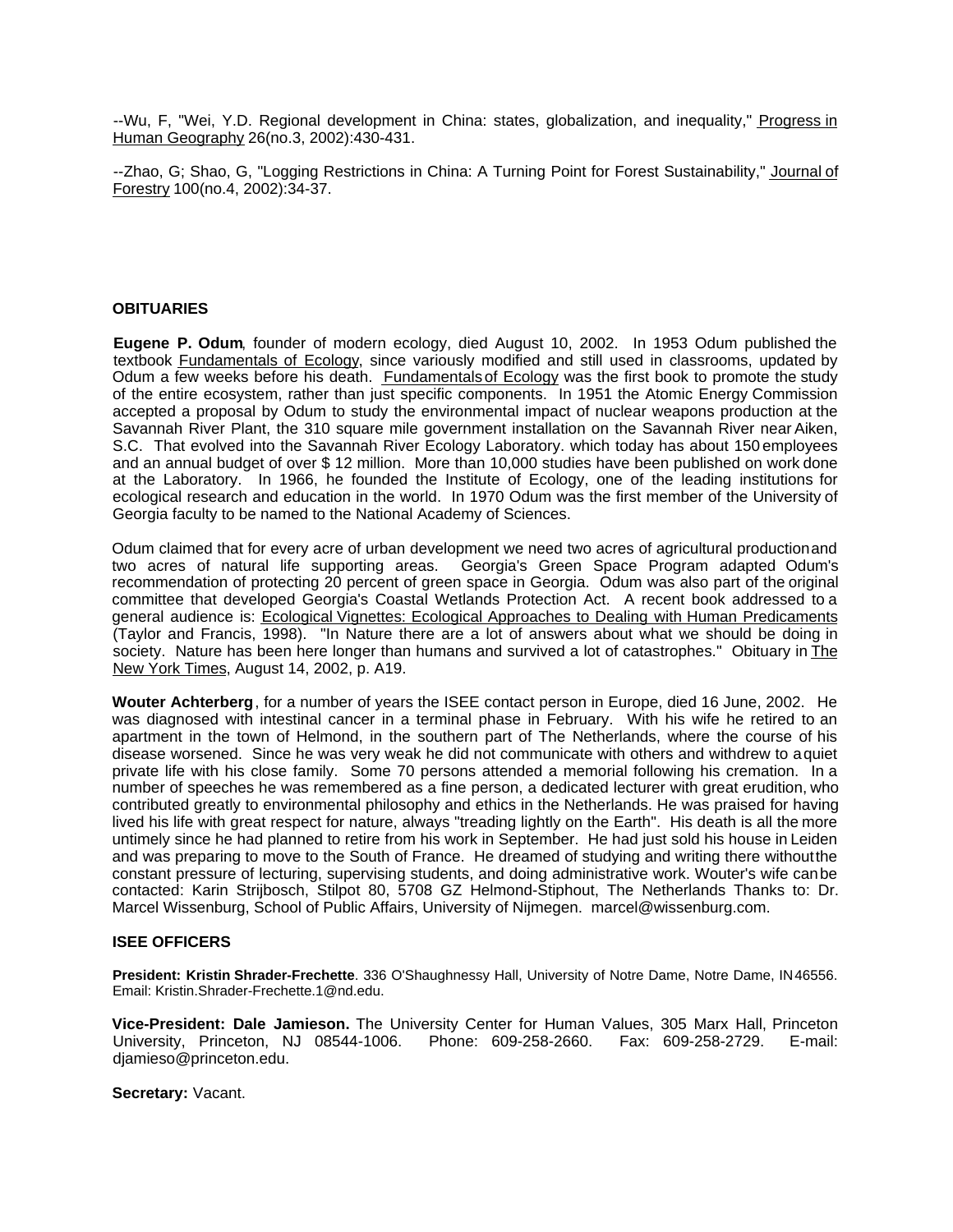--Wu, F, "Wei, Y.D. Regional development in China: states, globalization, and inequality," Progress in Human Geography 26(no.3, 2002):430-431.

--Zhao, G; Shao, G, "Logging Restrictions in China: A Turning Point for Forest Sustainability," Journal of Forestry 100(no.4, 2002):34-37.

### OBITUARIES

**Eugene P. Odum**, founder of modern ecology, died August 10, 2002. In 1953 Odum published the textbook Fundamentals of Ecology, since variously modified and still used in classrooms, updated by Odum a few weeks before his death. Fundamentals of Ecology was the first book to promote the study of the entire ecosystem, rather than just specific components. In 1951 the Atomic Energy Commission accepted a proposal by Odum to study the environmental impact of nuclear weapons production at the Savannah River Plant, the 310 square mile government installation on the Savannah River near Aiken, S.C. That evolved into the Savannah River Ecology Laboratory. which today has about 150 employees and an annual budget of over $ 12 million. More than 10,000 studies have been published on work done at the Laboratory. In 1966, he founded the Institute of Ecology, one of the leading institutions for ecological research and education in the world. In 1970 Odum was the first member of the University of Georgia faculty to be named to the National Academy of Sciences.

Odum claimed that for every acre of urban development we need two acres of agricultural production and two acres of natural life supporting areas. Georgia's Green Space Program adapted Odum's recommendation of protecting 20 percent of green space in Georgia. Odum was also part of the original committee that developed Georgia's Coastal Wetlands Protection Act. A recent book addressed to a general audience is: Ecological Vignettes: Ecological Approaches to Dealing with Human Predicaments (Taylor and Francis, 1998). "In Nature there are a lot of answers about what we should be doing in society. Nature has been here longer than humans and survived a lot of catastrophes." Obituary in The New York Times, August 14, 2002, p. A19.

**Wouter Achterberg**, for a number of years the ISEE contact person in Europe, died 16 June, 2002. He was diagnosed with intestinal cancer in a terminal phase in February. With his wife he retired to an apartment in the town of Helmond, in the southern part of The Netherlands, where the course of his disease worsened. Since he was very weak he did not communicate with others and withdrew to a quiet private life with his close family. Some 70 persons attended a memorial following his cremation. In a number of speeches he was remembered as a fine person, a dedicated lecturer with great erudition, who contributed greatly to environmental philosophy and ethics in the Netherlands. He was praised for having lived his life with great respect for nature, always "treading lightly on the Earth". His death is all the more untimely since he had planned to retire from his work in September. He had just sold his house in Leiden and was preparing to move to the South of France. He dreamed of studying and writing there without the constant pressure of lecturing, supervising students, and doing administrative work. Wouter's wife can be contacted: Karin Strijbosch, Stilpot 80, 5708 GZ Helmond-Stiphout, The Netherlands Thanks to: Dr. Marcel Wissenburg, School of Public Affairs, University of Nijmegen. marcel@wissenburg.com.

### ISEE OFFICERS

**President: Kristin Shrader-Frechette**. 336 O'Shaughnessy Hall, University of Notre Dame, Notre Dame, IN 46556. Email: Kristin.Shrader-Frechette.1@nd.edu.

**Vice-President: Dale Jamieson.** The University Center for Human Values, 305 Marx Hall, Princeton University, Princeton, NJ 08544-1006. Phone: 609-258-2660. Fax: 609-258-2729. E-mail: djamieso@princeton.edu.

**Secretary:** Vacant.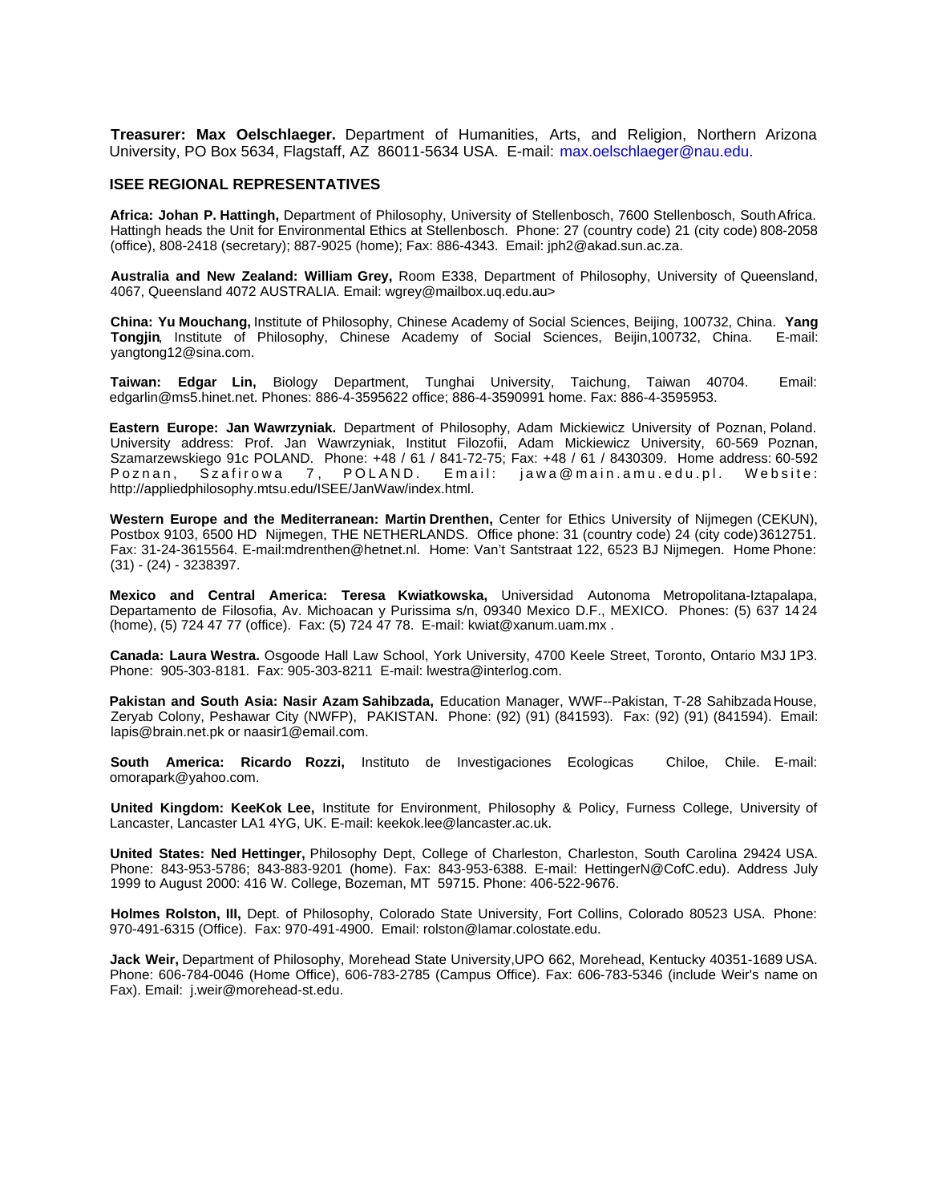**Treasurer: Max Oelschlaeger.** Department of Humanities, Arts, and Religion, Northern Arizona University, PO Box 5634, Flagstaff, AZ 86011-5634 USA. E-mail: max.oelschlaeger@nau.edu.

## ISEE REGIONAL REPRESENTATIVES

**Africa: Johan P. Hattingh,** Department of Philosophy, University of Stellenbosch, 7600 Stellenbosch, South Africa. Hattingh heads the Unit for Environmental Ethics at Stellenbosch. Phone: 27 (country code) 21 (city code) 808-2058 (office), 808-2418 (secretary); 887-9025 (home); Fax: 886-4343. Email: jph2@akad.sun.ac.za.

**Australia and New Zealand: William Grey,** Room E338, Department of Philosophy, University of Queensland, 4067, Queensland 4072 AUSTRALIA. Email: wgrey@mailbox.uq.edu.au>

**China: Yu Mouchang,** Institute of Philosophy, Chinese Academy of Social Sciences, Beijing, 100732, China. **Yang Tongjin**, Institute of Philosophy, Chinese Academy of Social Sciences, Beijin,100732, China. E-mail: yangtong12@sina.com.

**Taiwan: Edgar Lin,** Biology Department, Tunghai University, Taichung, Taiwan 40704. Email: edgarlin@ms5.hinet.net. Phones: 886-4-3595622 office; 886-4-3590991 home. Fax: 886-4-3595953.

**Eastern Europe: Jan Wawrzyniak.** Department of Philosophy, Adam Mickiewicz University of Poznan, Poland. University address: Prof. Jan Wawrzyniak, Institut Filozofii, Adam Mickiewicz University, 60-569 Poznan, Szamarzewskiego 91c POLAND. Phone: +48 / 61 / 841-72-75; Fax: +48 / 61 / 8430309. Home address: 60-592 Poznan, Szafirowa 7, POLAND. Email: jawa@main.amu.edu.pl. Website: http://appliedphilosophy.mtsu.edu/ISEE/JanWaw/index.html.

**Western Europe and the Mediterranean: Martin Drenthen,** Center for Ethics University of Nijmegen (CEKUN), Postbox 9103, 6500 HD Nijmegen, THE NETHERLANDS. Office phone: 31 (country code) 24 (city code) 3612751. Fax: 31-24-3615564. E-mail:mdrenthen@hetnet.nl. Home: Van't Santstraat 122, 6523 BJ Nijmegen. Home Phone: (31) - (24) - 3238397.

**Mexico and Central America: Teresa Kwiatkowska,** Universidad Autonoma Metropolitana-Iztapalapa, Departamento de Filosofia, Av. Michoacan y Purissima s/n, 09340 Mexico D.F., MEXICO. Phones: (5) 637 14 24 (home), (5) 724 47 77 (office). Fax: (5) 724 47 78. E-mail: kwiat@xanum.uam.mx .

**Canada: Laura Westra.** Osgoode Hall Law School, York University, 4700 Keele Street, Toronto, Ontario M3J 1P3. Phone: 905-303-8181. Fax: 905-303-8211 E-mail: lwestra@interlog.com.

**Pakistan and South Asia: Nasir Azam Sahibzada,** Education Manager, WWF--Pakistan, T-28 Sahibzada House, Zeryab Colony, Peshawar City (NWFP), PAKISTAN. Phone: (92) (91) (841593). Fax: (92) (91) (841594). Email: lapis@brain.net.pk or naasir1@email.com.

**South America: Ricardo Rozzi,** Instituto de Investigaciones Ecologicas Chiloe, Chile. E-mail: omorapark@yahoo.com.

**United Kingdom: KeeKok Lee,** Institute for Environment, Philosophy & Policy, Furness College, University of Lancaster, Lancaster LA1 4YG, UK. E-mail: keekok.lee@lancaster.ac.uk.

**United States: Ned Hettinger,** Philosophy Dept, College of Charleston, Charleston, South Carolina 29424 USA. Phone: 843-953-5786; 843-883-9201 (home). Fax: 843-953-6388. E-mail: HettingerN@CofC.edu). Address July 1999 to August 2000: 416 W. College, Bozeman, MT 59715. Phone: 406-522-9676.

**Holmes Rolston, III,** Dept. of Philosophy, Colorado State University, Fort Collins, Colorado 80523 USA. Phone: 970-491-6315 (Office). Fax: 970-491-4900. Email: rolston@lamar.colostate.edu.

**Jack Weir,** Department of Philosophy, Morehead State University,UPO 662, Morehead, Kentucky 40351-1689 USA. Phone: 606-784-0046 (Home Office), 606-783-2785 (Campus Office). Fax: 606-783-5346 (include Weir's name on Fax). Email: j.weir@morehead-st.edu.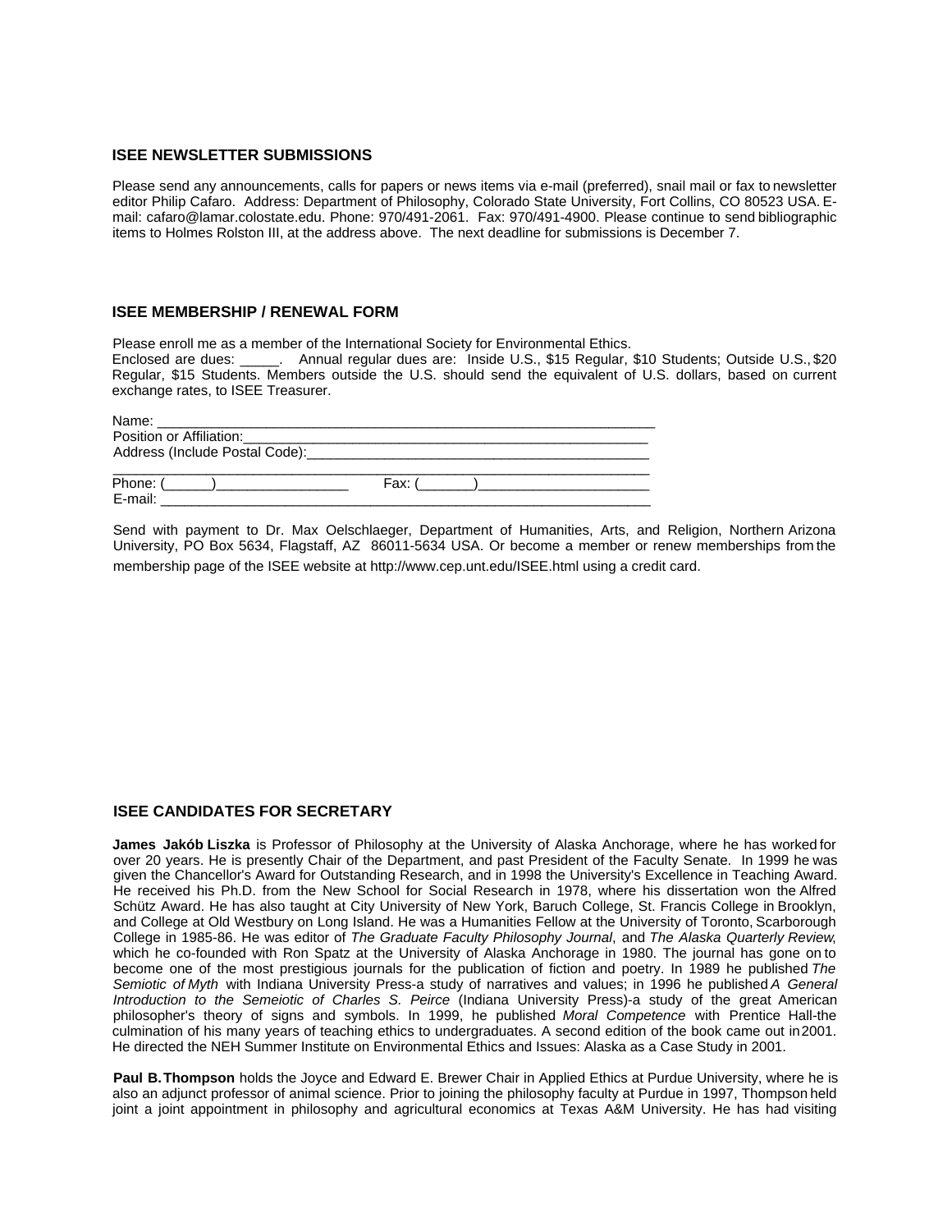## ISEE NEWSLETTER SUBMISSIONS

Please send any announcements, calls for papers or news items via e-mail (preferred), snail mail or fax to newsletter editor Philip Cafaro. Address: Department of Philosophy, Colorado State University, Fort Collins, CO 80523 USA. E-mail: cafaro@lamar.colostate.edu. Phone: 970/491-2061. Fax: 970/491-4900. Please continue to send bibliographic items to Holmes Rolston III, at the address above. The next deadline for submissions is December 7.

## ISEE MEMBERSHIP / RENEWAL FORM

Please enroll me as a member of the International Society for Environmental Ethics.
Enclosed are dues: _____. Annual regular dues are: Inside U.S., $15 Regular, $10 Students; Outside U.S., $20 Regular, $15 Students. Members outside the U.S. should send the equivalent of U.S. dollars, based on current exchange rates, to ISEE Treasurer.

Name: ___________________________________________________________________
Position or Affiliation:_______________________________________________________
Address (Include Postal Code):_______________________________________________
_________________________________________________________________________
Phone: (______)_________________ Fax: (_______)______________________
E-mail: __________________________________________________________________

Send with payment to Dr. Max Oelschlaeger, Department of Humanities, Arts, and Religion, Northern Arizona University, PO Box 5634, Flagstaff, AZ 86011-5634 USA. Or become a member or renew memberships from the membership page of the ISEE website at http://www.cep.unt.edu/ISEE.html using a credit card.

## ISEE CANDIDATES FOR SECRETARY

**James Jakób Liszka** is Professor of Philosophy at the University of Alaska Anchorage, where he has worked for over 20 years. He is presently Chair of the Department, and past President of the Faculty Senate. In 1999 he was given the Chancellor's Award for Outstanding Research, and in 1998 the University's Excellence in Teaching Award. He received his Ph.D. from the New School for Social Research in 1978, where his dissertation won the Alfred Schütz Award. He has also taught at City University of New York, Baruch College, St. Francis College in Brooklyn, and College at Old Westbury on Long Island. He was a Humanities Fellow at the University of Toronto, Scarborough College in 1985-86. He was editor of *The Graduate Faculty Philosophy Journal*, and *The Alaska Quarterly Review*, which he co-founded with Ron Spatz at the University of Alaska Anchorage in 1980. The journal has gone on to become one of the most prestigious journals for the publication of fiction and poetry. In 1989 he published *The Semiotic of Myth* with Indiana University Press-a study of narratives and values; in 1996 he published *A General Introduction to the Semeiotic of Charles S. Peirce* (Indiana University Press)-a study of the great American philosopher's theory of signs and symbols. In 1999, he published *Moral Competence* with Prentice Hall-the culmination of his many years of teaching ethics to undergraduates. A second edition of the book came out in 2001. He directed the NEH Summer Institute on Environmental Ethics and Issues: Alaska as a Case Study in 2001.

**Paul B. Thompson** holds the Joyce and Edward E. Brewer Chair in Applied Ethics at Purdue University, where he is also an adjunct professor of animal science. Prior to joining the philosophy faculty at Purdue in 1997, Thompson held joint a joint appointment in philosophy and agricultural economics at Texas A&M University. He has had visiting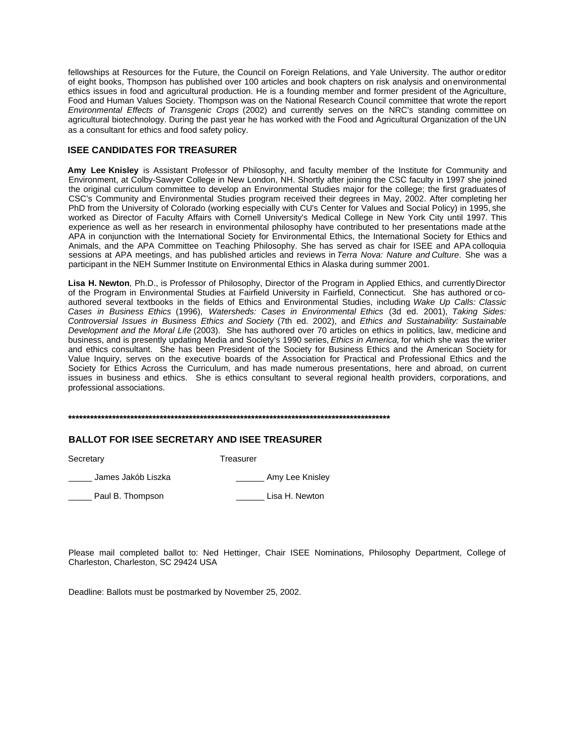fellowships at Resources for the Future, the Council on Foreign Relations, and Yale University. The author or editor of eight books, Thompson has published over 100 articles and book chapters on risk analysis and on environmental ethics issues in food and agricultural production. He is a founding member and former president of the Agriculture, Food and Human Values Society. Thompson was on the National Research Council committee that wrote the report *Environmental Effects of Transgenic Crops* (2002) and currently serves on the NRC's standing committee on agricultural biotechnology. During the past year he has worked with the Food and Agricultural Organization of the UN as a consultant for ethics and food safety policy.

## ISEE CANDIDATES FOR TREASURER

**Amy Lee Knisley** is Assistant Professor of Philosophy, and faculty member of the Institute for Community and Environment, at Colby-Sawyer College in New London, NH. Shortly after joining the CSC faculty in 1997 she joined the original curriculum committee to develop an Environmental Studies major for the college; the first graduates of CSC's Community and Environmental Studies program received their degrees in May, 2002. After completing her PhD from the University of Colorado (working especially with CU's Center for Values and Social Policy) in 1995, she worked as Director of Faculty Affairs with Cornell University's Medical College in New York City until 1997. This experience as well as her research in environmental philosophy have contributed to her presentations made at the APA in conjunction with the International Society for Environmental Ethics, the International Society for Ethics and Animals, and the APA Committee on Teaching Philosophy. She has served as chair for ISEE and APA colloquia sessions at APA meetings, and has published articles and reviews in *Terra Nova: Nature and Culture*. She was a participant in the NEH Summer Institute on Environmental Ethics in Alaska during summer 2001.

**Lisa H. Newton**, Ph.D., is Professor of Philosophy, Director of the Program in Applied Ethics, and currently Director of the Program in Environmental Studies at Fairfield University in Fairfield, Connecticut. She has authored or co-authored several textbooks in the fields of Ethics and Environmental Studies, including *Wake Up Calls: Classic Cases in Business Ethics* (1996), *Watersheds: Cases in Environmental Ethics* (3d ed. 2001), *Taking Sides: Controversial Issues in Business Ethics and Society* (7th ed. 2002), and *Ethics and Sustainability: Sustainable Development and the Moral Life* (2003). She has authored over 70 articles on ethics in politics, law, medicine and business, and is presently updating Media and Society's 1990 series, *Ethics in America,* for which she was the writer and ethics consultant. She has been President of the Society for Business Ethics and the American Society for Value Inquiry, serves on the executive boards of the Association for Practical and Professional Ethics and the Society for Ethics Across the Curriculum, and has made numerous presentations, here and abroad, on current issues in business and ethics. She is ethics consultant to several regional health providers, corporations, and professional associations.

******************************************************************************************

## BALLOT FOR ISEE SECRETARY AND ISEE TREASURER

| Secretary | Treasurer |
|---|---|
| _____ James Jakób Liszka | ______ Amy Lee Knisley |
| _____ Paul B. Thompson | ______ Lisa H. Newton |

Please mail completed ballot to: Ned Hettinger, Chair ISEE Nominations, Philosophy Department, College of Charleston, Charleston, SC 29424 USA

Deadline: Ballots must be postmarked by November 25, 2002.